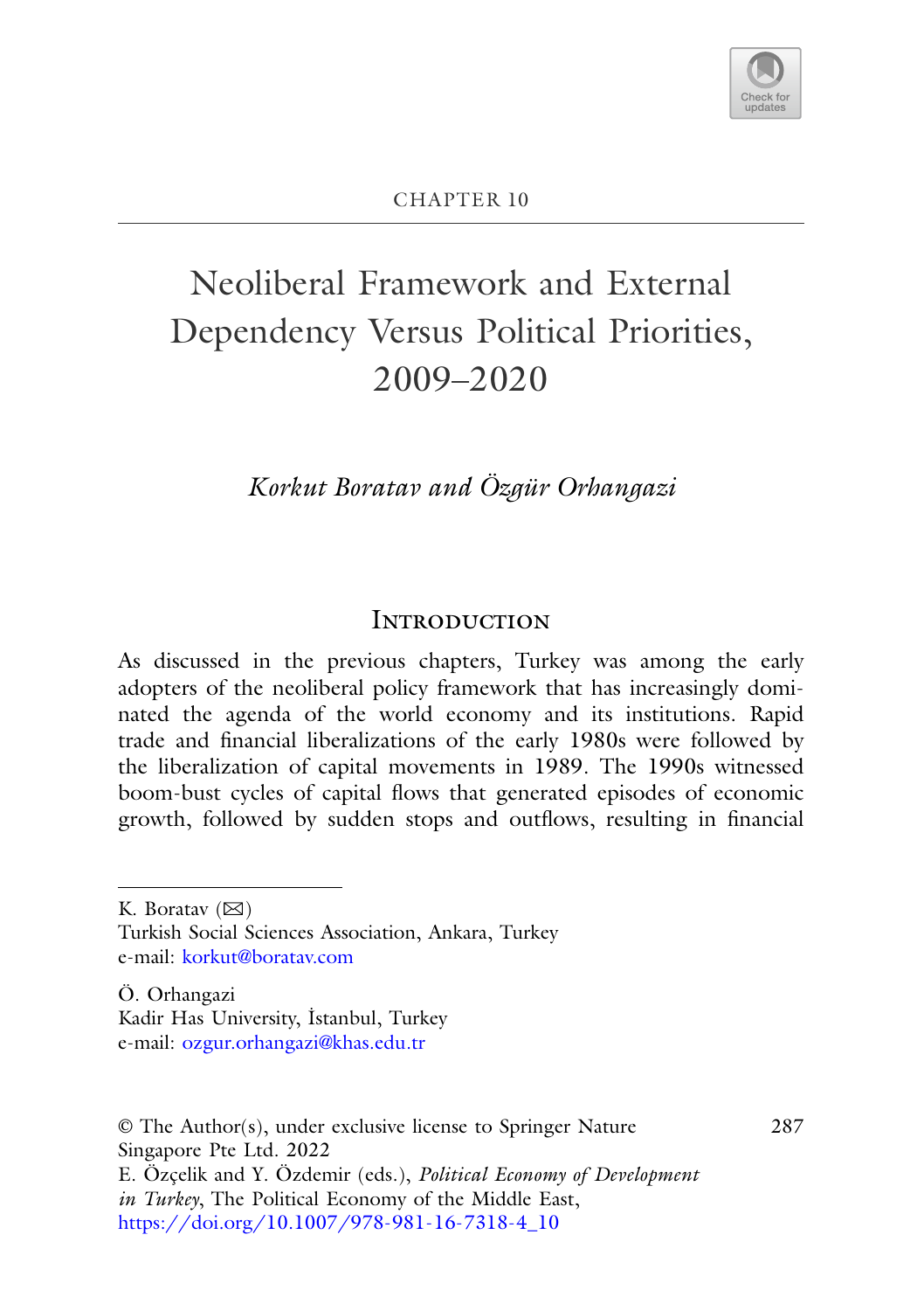CHAPTER 10

# Neoliberal Framework and External Dependency Versus Political Priorities, 2009–2020

*Korkut Boratav and Özgür Orhangazi*

## Introduction

As discussed in the previous chapters, Turkey was among the early adopters of the neoliberal policy framework that has increasingly dominated the agenda of the world economy and its institutions. Rapid trade and financial liberalizations of the early 1980s were followed by the liberalization of capital movements in 1989. The 1990s witnessed boom-bust cycles of capital flows that generated episodes of economic growth, followed by sudden stops and outflows, resulting in financial

---

K. Boratav (✉)
Turkish Social Sciences Association, Ankara, Turkey
e-mail: korkut@boratav.com

Ö. Orhangazi
Kadir Has University, İstanbul, Turkey
e-mail: ozgur.orhangazi@khas.edu.tr

© The Author(s), under exclusive license to Springer Nature Singapore Pte Ltd. 2022
E. Özçelik and Y. Özdemir (eds.), *Political Economy of Development in Turkey*, The Political Economy of the Middle East,
https://doi.org/10.1007/978-981-16-7318-4_10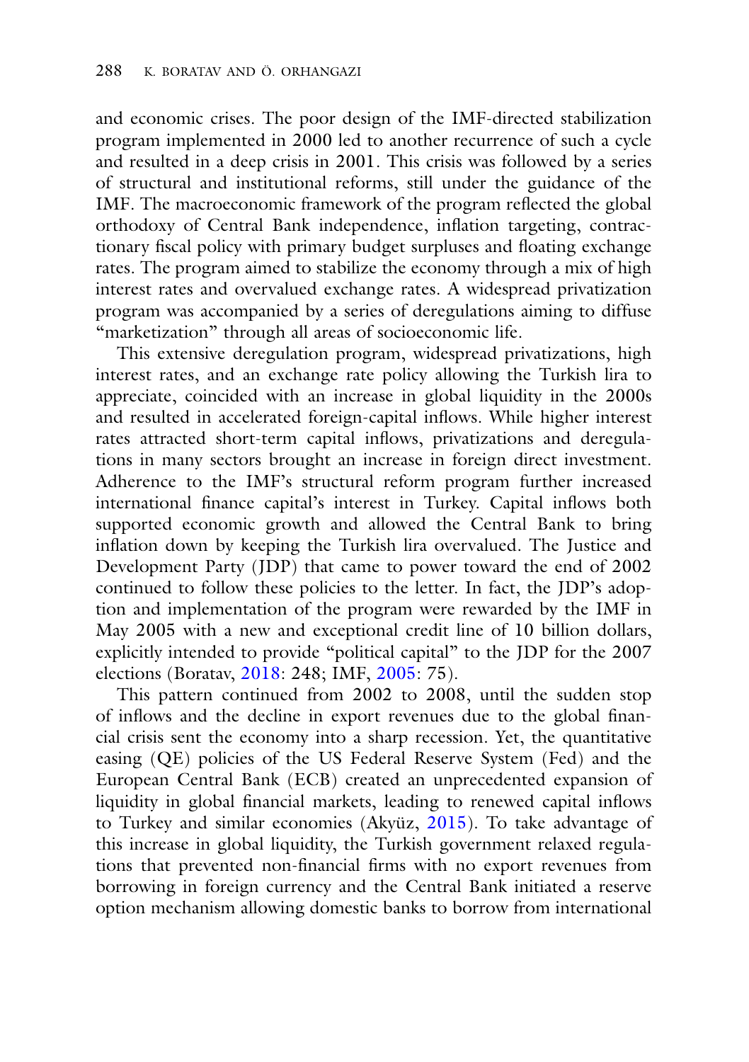and economic crises. The poor design of the IMF-directed stabilization program implemented in 2000 led to another recurrence of such a cycle and resulted in a deep crisis in 2001. This crisis was followed by a series of structural and institutional reforms, still under the guidance of the IMF. The macroeconomic framework of the program reflected the global orthodoxy of Central Bank independence, inflation targeting, contractionary fiscal policy with primary budget surpluses and floating exchange rates. The program aimed to stabilize the economy through a mix of high interest rates and overvalued exchange rates. A widespread privatization program was accompanied by a series of deregulations aiming to diffuse "marketization" through all areas of socioeconomic life.

This extensive deregulation program, widespread privatizations, high interest rates, and an exchange rate policy allowing the Turkish lira to appreciate, coincided with an increase in global liquidity in the 2000s and resulted in accelerated foreign-capital inflows. While higher interest rates attracted short-term capital inflows, privatizations and deregulations in many sectors brought an increase in foreign direct investment. Adherence to the IMF's structural reform program further increased international finance capital's interest in Turkey. Capital inflows both supported economic growth and allowed the Central Bank to bring inflation down by keeping the Turkish lira overvalued. The Justice and Development Party (JDP) that came to power toward the end of 2002 continued to follow these policies to the letter. In fact, the JDP's adoption and implementation of the program were rewarded by the IMF in May 2005 with a new and exceptional credit line of 10 billion dollars, explicitly intended to provide "political capital" to the JDP for the 2007 elections (Boratav, 2018: 248; IMF, 2005: 75).

This pattern continued from 2002 to 2008, until the sudden stop of inflows and the decline in export revenues due to the global financial crisis sent the economy into a sharp recession. Yet, the quantitative easing (QE) policies of the US Federal Reserve System (Fed) and the European Central Bank (ECB) created an unprecedented expansion of liquidity in global financial markets, leading to renewed capital inflows to Turkey and similar economies (Akyüz, 2015). To take advantage of this increase in global liquidity, the Turkish government relaxed regulations that prevented non-financial firms with no export revenues from borrowing in foreign currency and the Central Bank initiated a reserve option mechanism allowing domestic banks to borrow from international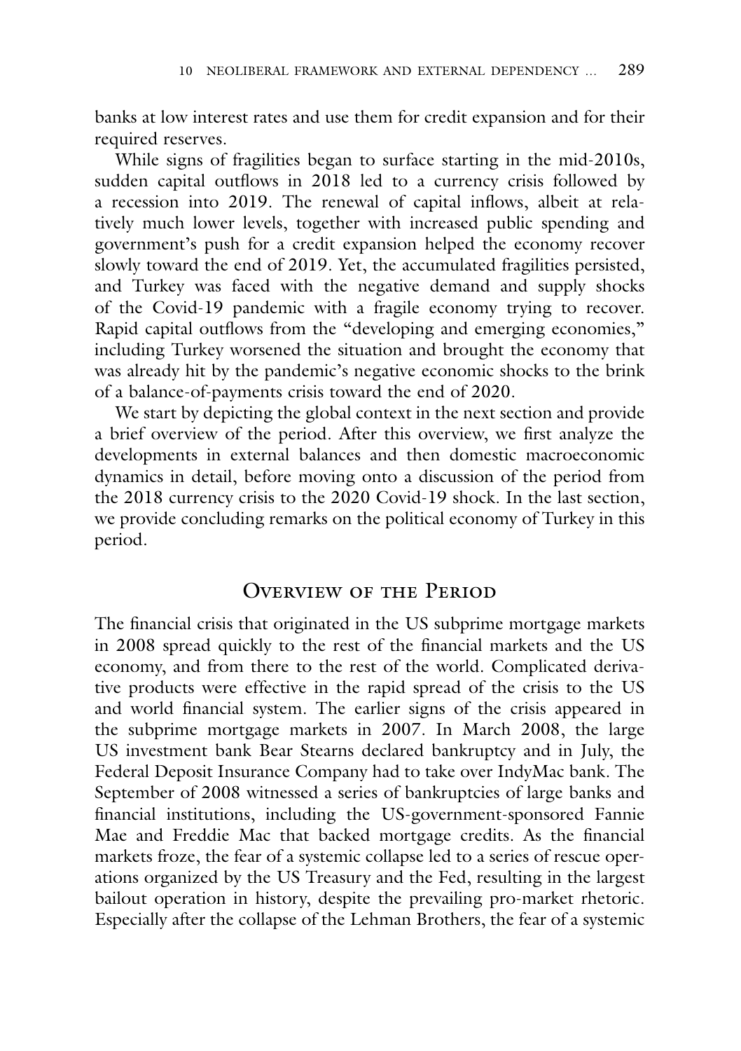banks at low interest rates and use them for credit expansion and for their required reserves.

While signs of fragilities began to surface starting in the mid-2010s, sudden capital outflows in 2018 led to a currency crisis followed by a recession into 2019. The renewal of capital inflows, albeit at relatively much lower levels, together with increased public spending and government's push for a credit expansion helped the economy recover slowly toward the end of 2019. Yet, the accumulated fragilities persisted, and Turkey was faced with the negative demand and supply shocks of the Covid-19 pandemic with a fragile economy trying to recover. Rapid capital outflows from the "developing and emerging economies," including Turkey worsened the situation and brought the economy that was already hit by the pandemic's negative economic shocks to the brink of a balance-of-payments crisis toward the end of 2020.

We start by depicting the global context in the next section and provide a brief overview of the period. After this overview, we first analyze the developments in external balances and then domestic macroeconomic dynamics in detail, before moving onto a discussion of the period from the 2018 currency crisis to the 2020 Covid-19 shock. In the last section, we provide concluding remarks on the political economy of Turkey in this period.

## Overview of the Period

The financial crisis that originated in the US subprime mortgage markets in 2008 spread quickly to the rest of the financial markets and the US economy, and from there to the rest of the world. Complicated derivative products were effective in the rapid spread of the crisis to the US and world financial system. The earlier signs of the crisis appeared in the subprime mortgage markets in 2007. In March 2008, the large US investment bank Bear Stearns declared bankruptcy and in July, the Federal Deposit Insurance Company had to take over IndyMac bank. The September of 2008 witnessed a series of bankruptcies of large banks and financial institutions, including the US-government-sponsored Fannie Mae and Freddie Mac that backed mortgage credits. As the financial markets froze, the fear of a systemic collapse led to a series of rescue operations organized by the US Treasury and the Fed, resulting in the largest bailout operation in history, despite the prevailing pro-market rhetoric. Especially after the collapse of the Lehman Brothers, the fear of a systemic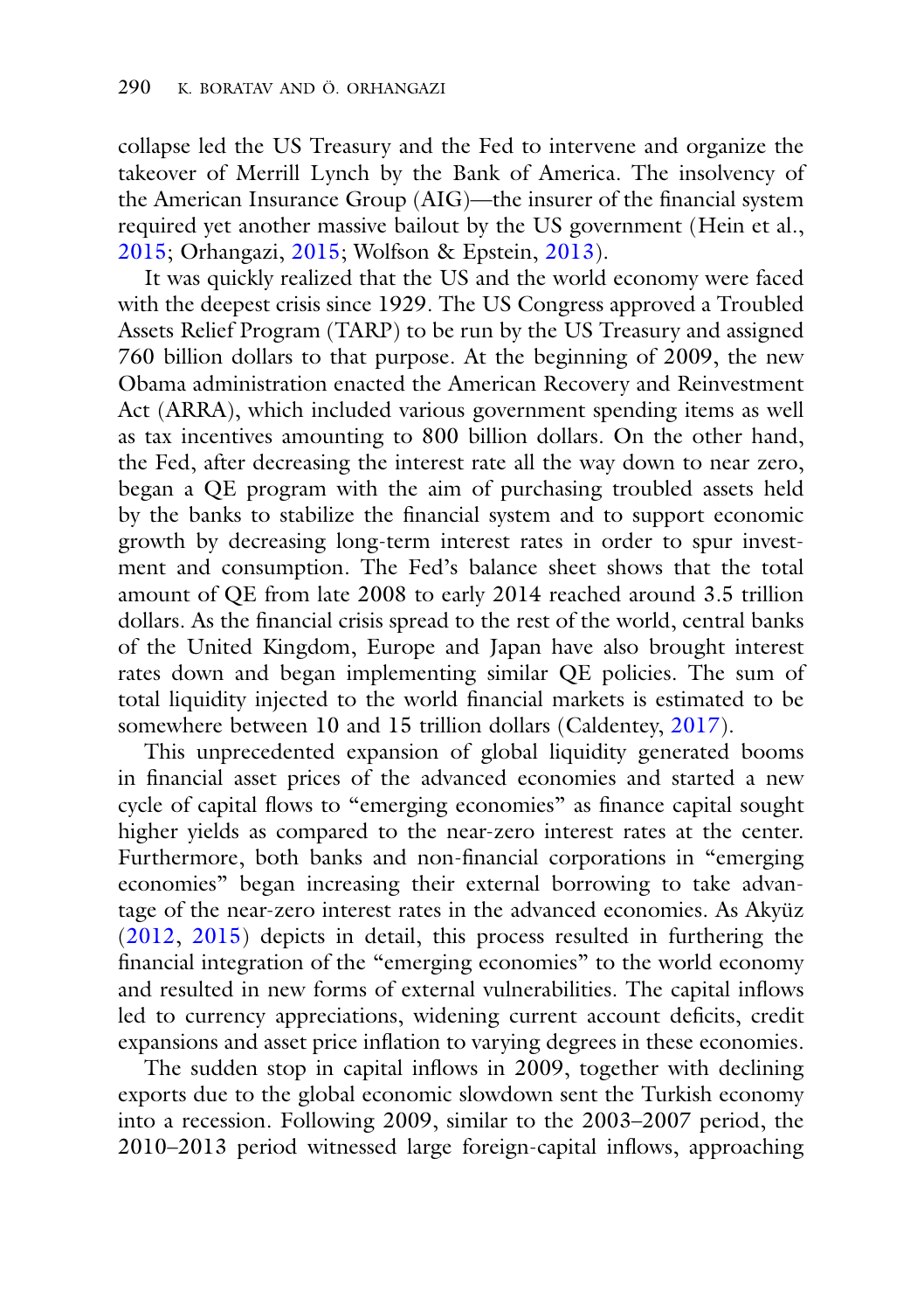collapse led the US Treasury and the Fed to intervene and organize the takeover of Merrill Lynch by the Bank of America. The insolvency of the American Insurance Group (AIG)—the insurer of the financial system required yet another massive bailout by the US government (Hein et al., 2015; Orhangazi, 2015; Wolfson & Epstein, 2013).

It was quickly realized that the US and the world economy were faced with the deepest crisis since 1929. The US Congress approved a Troubled Assets Relief Program (TARP) to be run by the US Treasury and assigned 760 billion dollars to that purpose. At the beginning of 2009, the new Obama administration enacted the American Recovery and Reinvestment Act (ARRA), which included various government spending items as well as tax incentives amounting to 800 billion dollars. On the other hand, the Fed, after decreasing the interest rate all the way down to near zero, began a QE program with the aim of purchasing troubled assets held by the banks to stabilize the financial system and to support economic growth by decreasing long-term interest rates in order to spur investment and consumption. The Fed's balance sheet shows that the total amount of QE from late 2008 to early 2014 reached around 3.5 trillion dollars. As the financial crisis spread to the rest of the world, central banks of the United Kingdom, Europe and Japan have also brought interest rates down and began implementing similar QE policies. The sum of total liquidity injected to the world financial markets is estimated to be somewhere between 10 and 15 trillion dollars (Caldentey, 2017).

This unprecedented expansion of global liquidity generated booms in financial asset prices of the advanced economies and started a new cycle of capital flows to "emerging economies" as finance capital sought higher yields as compared to the near-zero interest rates at the center. Furthermore, both banks and non-financial corporations in "emerging economies" began increasing their external borrowing to take advantage of the near-zero interest rates in the advanced economies. As Akyüz (2012, 2015) depicts in detail, this process resulted in furthering the financial integration of the "emerging economies" to the world economy and resulted in new forms of external vulnerabilities. The capital inflows led to currency appreciations, widening current account deficits, credit expansions and asset price inflation to varying degrees in these economies.

The sudden stop in capital inflows in 2009, together with declining exports due to the global economic slowdown sent the Turkish economy into a recession. Following 2009, similar to the 2003–2007 period, the 2010–2013 period witnessed large foreign-capital inflows, approaching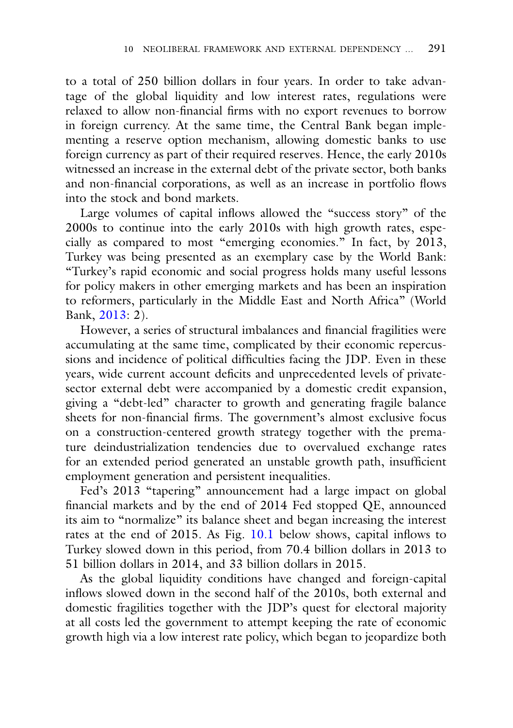to a total of 250 billion dollars in four years. In order to take advantage of the global liquidity and low interest rates, regulations were relaxed to allow non-financial firms with no export revenues to borrow in foreign currency. At the same time, the Central Bank began implementing a reserve option mechanism, allowing domestic banks to use foreign currency as part of their required reserves. Hence, the early 2010s witnessed an increase in the external debt of the private sector, both banks and non-financial corporations, as well as an increase in portfolio flows into the stock and bond markets.

Large volumes of capital inflows allowed the "success story" of the 2000s to continue into the early 2010s with high growth rates, especially as compared to most "emerging economies." In fact, by 2013, Turkey was being presented as an exemplary case by the World Bank: "Turkey's rapid economic and social progress holds many useful lessons for policy makers in other emerging markets and has been an inspiration to reformers, particularly in the Middle East and North Africa" (World Bank, 2013: 2).

However, a series of structural imbalances and financial fragilities were accumulating at the same time, complicated by their economic repercussions and incidence of political difficulties facing the JDP. Even in these years, wide current account deficits and unprecedented levels of private-sector external debt were accompanied by a domestic credit expansion, giving a "debt-led" character to growth and generating fragile balance sheets for non-financial firms. The government's almost exclusive focus on a construction-centered growth strategy together with the premature deindustrialization tendencies due to overvalued exchange rates for an extended period generated an unstable growth path, insufficient employment generation and persistent inequalities.

Fed's 2013 "tapering" announcement had a large impact on global financial markets and by the end of 2014 Fed stopped QE, announced its aim to "normalize" its balance sheet and began increasing the interest rates at the end of 2015. As Fig. 10.1 below shows, capital inflows to Turkey slowed down in this period, from 70.4 billion dollars in 2013 to 51 billion dollars in 2014, and 33 billion dollars in 2015.

As the global liquidity conditions have changed and foreign-capital inflows slowed down in the second half of the 2010s, both external and domestic fragilities together with the JDP's quest for electoral majority at all costs led the government to attempt keeping the rate of economic growth high via a low interest rate policy, which began to jeopardize both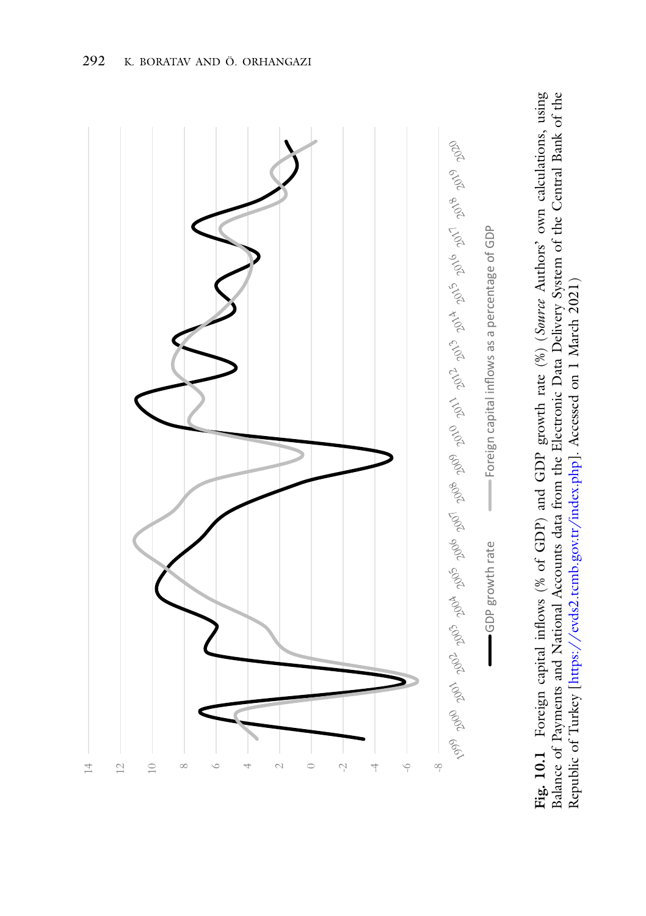**Fig. 10.1** Foreign capital inflows (% of GDP) and GDP growth rate (%) (*Source* Authors' own calculations, using Balance of Payments and National Accounts data from the Electronic Data Delivery System of the Central Bank of the Republic of Turkey [https://evds2.tcmb.gov.tr/index.php]. Accessed on 1 March 2021)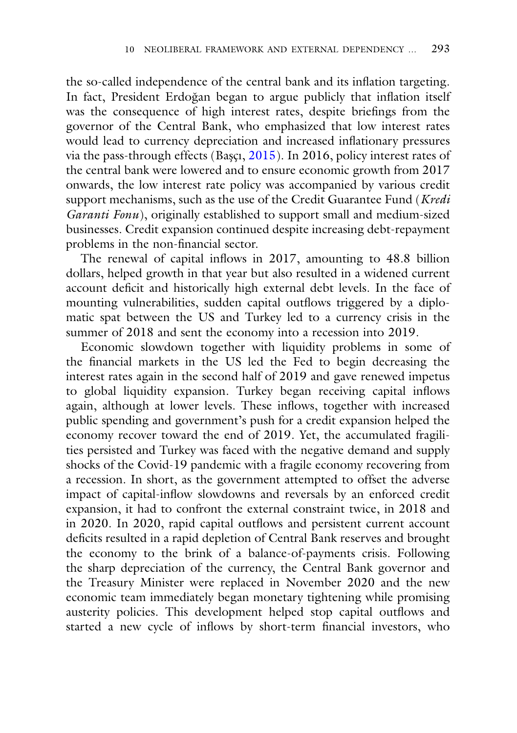the so-called independence of the central bank and its inflation targeting. In fact, President Erdoğan began to argue publicly that inflation itself was the consequence of high interest rates, despite briefings from the governor of the Central Bank, who emphasized that low interest rates would lead to currency depreciation and increased inflationary pressures via the pass-through effects (Başçı, 2015). In 2016, policy interest rates of the central bank were lowered and to ensure economic growth from 2017 onwards, the low interest rate policy was accompanied by various credit support mechanisms, such as the use of the Credit Guarantee Fund (*Kredi Garanti Fonu*), originally established to support small and medium-sized businesses. Credit expansion continued despite increasing debt-repayment problems in the non-financial sector.

The renewal of capital inflows in 2017, amounting to 48.8 billion dollars, helped growth in that year but also resulted in a widened current account deficit and historically high external debt levels. In the face of mounting vulnerabilities, sudden capital outflows triggered by a diplomatic spat between the US and Turkey led to a currency crisis in the summer of 2018 and sent the economy into a recession into 2019.

Economic slowdown together with liquidity problems in some of the financial markets in the US led the Fed to begin decreasing the interest rates again in the second half of 2019 and gave renewed impetus to global liquidity expansion. Turkey began receiving capital inflows again, although at lower levels. These inflows, together with increased public spending and government's push for a credit expansion helped the economy recover toward the end of 2019. Yet, the accumulated fragilities persisted and Turkey was faced with the negative demand and supply shocks of the Covid-19 pandemic with a fragile economy recovering from a recession. In short, as the government attempted to offset the adverse impact of capital-inflow slowdowns and reversals by an enforced credit expansion, it had to confront the external constraint twice, in 2018 and in 2020. In 2020, rapid capital outflows and persistent current account deficits resulted in a rapid depletion of Central Bank reserves and brought the economy to the brink of a balance-of-payments crisis. Following the sharp depreciation of the currency, the Central Bank governor and the Treasury Minister were replaced in November 2020 and the new economic team immediately began monetary tightening while promising austerity policies. This development helped stop capital outflows and started a new cycle of inflows by short-term financial investors, who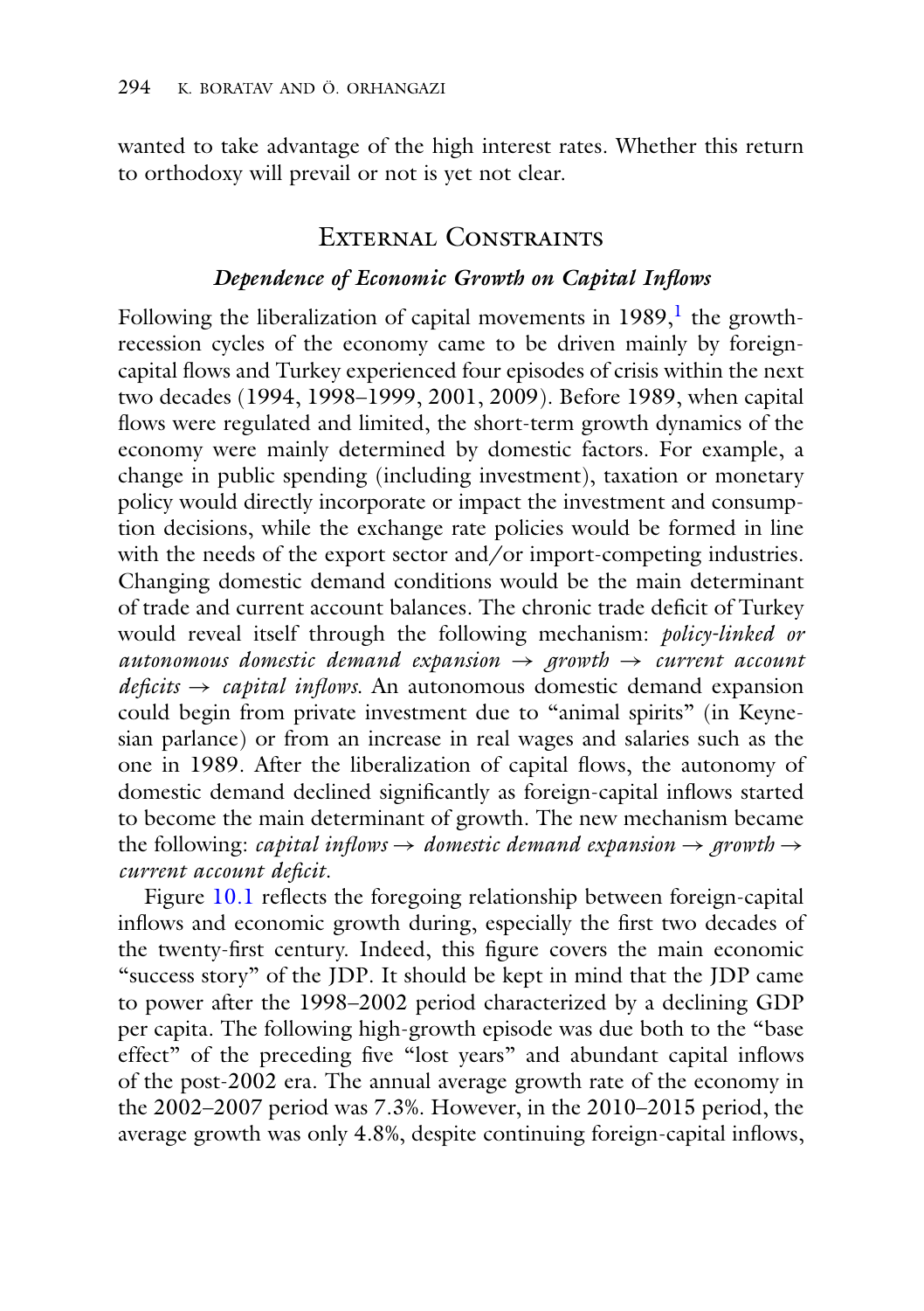wanted to take advantage of the high interest rates. Whether this return to orthodoxy will prevail or not is yet not clear.

## External Constraints

### *Dependence of Economic Growth on Capital Inflows*

Following the liberalization of capital movements in 1989,[1] the growth-recession cycles of the economy came to be driven mainly by foreign-capital flows and Turkey experienced four episodes of crisis within the next two decades (1994, 1998–1999, 2001, 2009). Before 1989, when capital flows were regulated and limited, the short-term growth dynamics of the economy were mainly determined by domestic factors. For example, a change in public spending (including investment), taxation or monetary policy would directly incorporate or impact the investment and consumption decisions, while the exchange rate policies would be formed in line with the needs of the export sector and/or import-competing industries. Changing domestic demand conditions would be the main determinant of trade and current account balances. The chronic trade deficit of Turkey would reveal itself through the following mechanism: *policy-linked or autonomous domestic demand expansion → growth → current account deficits → capital inflows.* An autonomous domestic demand expansion could begin from private investment due to "animal spirits" (in Keynesian parlance) or from an increase in real wages and salaries such as the one in 1989. After the liberalization of capital flows, the autonomy of domestic demand declined significantly as foreign-capital inflows started to become the main determinant of growth. The new mechanism became the following: *capital inflows → domestic demand expansion → growth → current account deficit.*

Figure 10.1 reflects the foregoing relationship between foreign-capital inflows and economic growth during, especially the first two decades of the twenty-first century. Indeed, this figure covers the main economic "success story" of the JDP. It should be kept in mind that the JDP came to power after the 1998–2002 period characterized by a declining GDP per capita. The following high-growth episode was due both to the "base effect" of the preceding five "lost years" and abundant capital inflows of the post-2002 era. The annual average growth rate of the economy in the 2002–2007 period was 7.3%. However, in the 2010–2015 period, the average growth was only 4.8%, despite continuing foreign-capital inflows,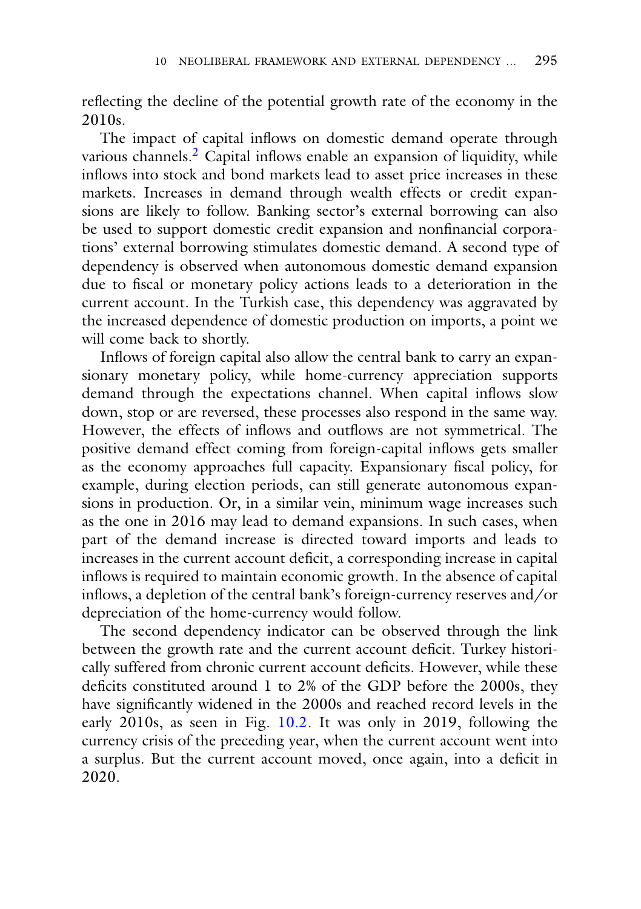reflecting the decline of the potential growth rate of the economy in the 2010s.

The impact of capital inflows on domestic demand operate through various channels.[2] Capital inflows enable an expansion of liquidity, while inflows into stock and bond markets lead to asset price increases in these markets. Increases in demand through wealth effects or credit expansions are likely to follow. Banking sector's external borrowing can also be used to support domestic credit expansion and nonfinancial corporations' external borrowing stimulates domestic demand. A second type of dependency is observed when autonomous domestic demand expansion due to fiscal or monetary policy actions leads to a deterioration in the current account. In the Turkish case, this dependency was aggravated by the increased dependence of domestic production on imports, a point we will come back to shortly.

Inflows of foreign capital also allow the central bank to carry an expansionary monetary policy, while home-currency appreciation supports demand through the expectations channel. When capital inflows slow down, stop or are reversed, these processes also respond in the same way. However, the effects of inflows and outflows are not symmetrical. The positive demand effect coming from foreign-capital inflows gets smaller as the economy approaches full capacity. Expansionary fiscal policy, for example, during election periods, can still generate autonomous expansions in production. Or, in a similar vein, minimum wage increases such as the one in 2016 may lead to demand expansions. In such cases, when part of the demand increase is directed toward imports and leads to increases in the current account deficit, a corresponding increase in capital inflows is required to maintain economic growth. In the absence of capital inflows, a depletion of the central bank's foreign-currency reserves and/or depreciation of the home-currency would follow.

The second dependency indicator can be observed through the link between the growth rate and the current account deficit. Turkey historically suffered from chronic current account deficits. However, while these deficits constituted around 1 to 2% of the GDP before the 2000s, they have significantly widened in the 2000s and reached record levels in the early 2010s, as seen in Fig. 10.2. It was only in 2019, following the currency crisis of the preceding year, when the current account went into a surplus. But the current account moved, once again, into a deficit in 2020.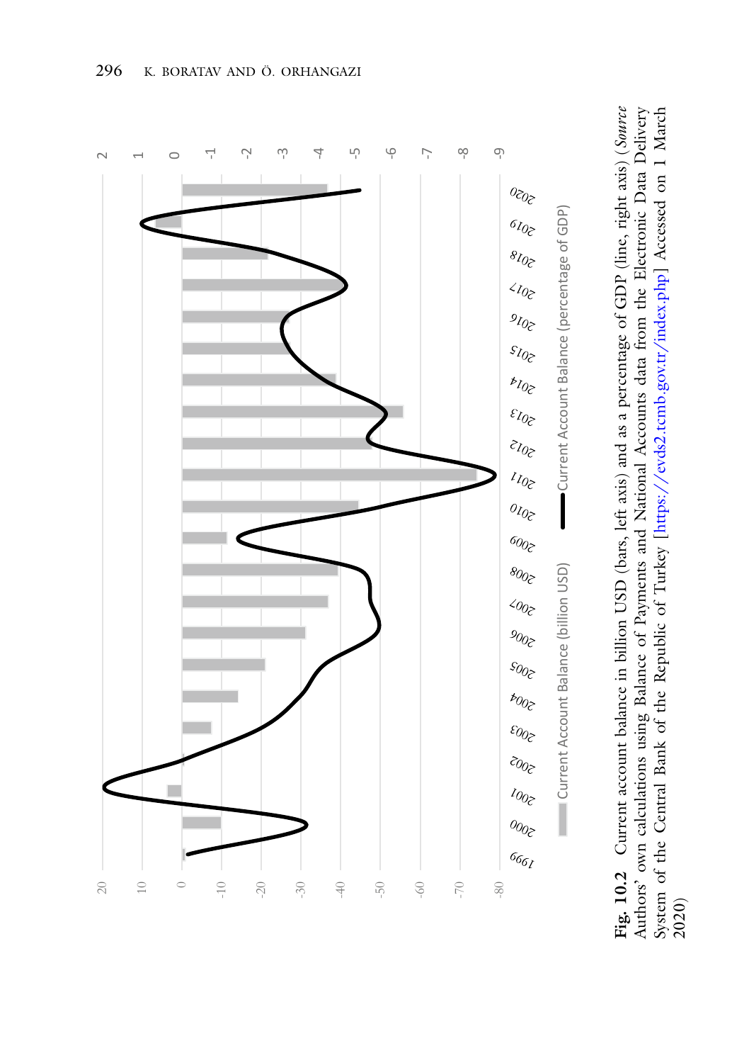**Fig. 10.2** Current account balance in billion USD (bars, left axis) and as a percentage of GDP (line, right axis) (*Source* Authors' own calculations using Balance of Payments and National Accounts data from the Electronic Data Delivery System of the Central Bank of the Republic of Turkey [https://evds2.tcmb.gov.tr/index.php] Accessed on 1 March 2020)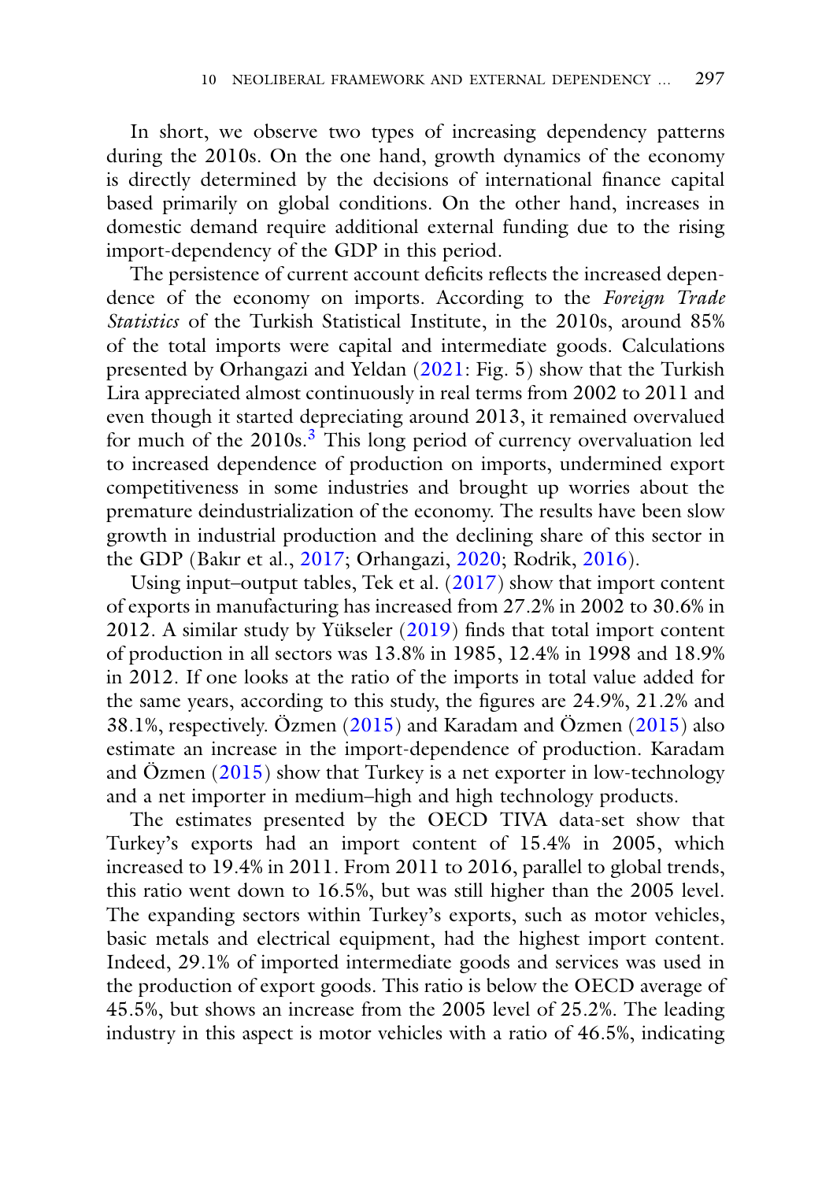In short, we observe two types of increasing dependency patterns during the 2010s. On the one hand, growth dynamics of the economy is directly determined by the decisions of international finance capital based primarily on global conditions. On the other hand, increases in domestic demand require additional external funding due to the rising import-dependency of the GDP in this period.

The persistence of current account deficits reflects the increased dependence of the economy on imports. According to the *Foreign Trade Statistics* of the Turkish Statistical Institute, in the 2010s, around 85% of the total imports were capital and intermediate goods. Calculations presented by Orhangazi and Yeldan (2021: Fig. 5) show that the Turkish Lira appreciated almost continuously in real terms from 2002 to 2011 and even though it started depreciating around 2013, it remained overvalued for much of the 2010s.[3] This long period of currency overvaluation led to increased dependence of production on imports, undermined export competitiveness in some industries and brought up worries about the premature deindustrialization of the economy. The results have been slow growth in industrial production and the declining share of this sector in the GDP (Bakır et al., 2017; Orhangazi, 2020; Rodrik, 2016).

Using input–output tables, Tek et al. (2017) show that import content of exports in manufacturing has increased from 27.2% in 2002 to 30.6% in 2012. A similar study by Yükseler (2019) finds that total import content of production in all sectors was 13.8% in 1985, 12.4% in 1998 and 18.9% in 2012. If one looks at the ratio of the imports in total value added for the same years, according to this study, the figures are 24.9%, 21.2% and 38.1%, respectively. Özmen (2015) and Karadam and Özmen (2015) also estimate an increase in the import-dependence of production. Karadam and Özmen (2015) show that Turkey is a net exporter in low-technology and a net importer in medium–high and high technology products.

The estimates presented by the OECD TIVA data-set show that Turkey's exports had an import content of 15.4% in 2005, which increased to 19.4% in 2011. From 2011 to 2016, parallel to global trends, this ratio went down to 16.5%, but was still higher than the 2005 level. The expanding sectors within Turkey's exports, such as motor vehicles, basic metals and electrical equipment, had the highest import content. Indeed, 29.1% of imported intermediate goods and services was used in the production of export goods. This ratio is below the OECD average of 45.5%, but shows an increase from the 2005 level of 25.2%. The leading industry in this aspect is motor vehicles with a ratio of 46.5%, indicating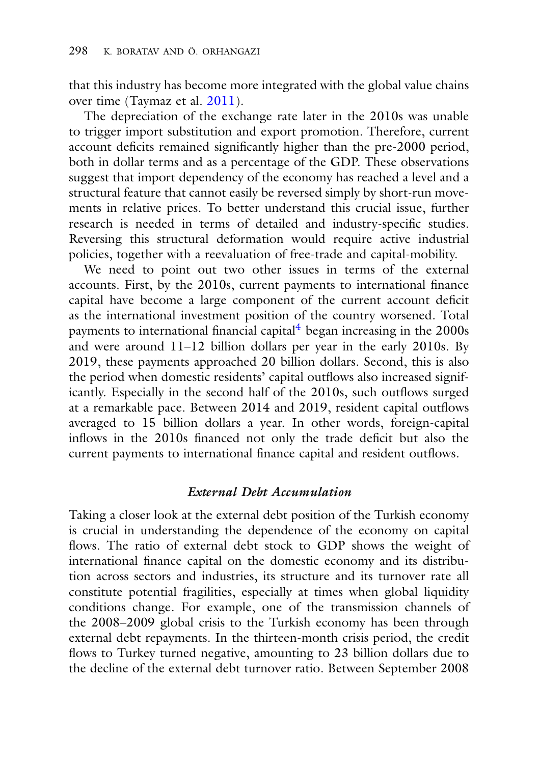that this industry has become more integrated with the global value chains over time (Taymaz et al. 2011).

The depreciation of the exchange rate later in the 2010s was unable to trigger import substitution and export promotion. Therefore, current account deficits remained significantly higher than the pre-2000 period, both in dollar terms and as a percentage of the GDP. These observations suggest that import dependency of the economy has reached a level and a structural feature that cannot easily be reversed simply by short-run movements in relative prices. To better understand this crucial issue, further research is needed in terms of detailed and industry-specific studies. Reversing this structural deformation would require active industrial policies, together with a reevaluation of free-trade and capital-mobility.

We need to point out two other issues in terms of the external accounts. First, by the 2010s, current payments to international finance capital have become a large component of the current account deficit as the international investment position of the country worsened. Total payments to international financial capital[4] began increasing in the 2000s and were around 11–12 billion dollars per year in the early 2010s. By 2019, these payments approached 20 billion dollars. Second, this is also the period when domestic residents' capital outflows also increased significantly. Especially in the second half of the 2010s, such outflows surged at a remarkable pace. Between 2014 and 2019, resident capital outflows averaged to 15 billion dollars a year. In other words, foreign-capital inflows in the 2010s financed not only the trade deficit but also the current payments to international finance capital and resident outflows.

### *External Debt Accumulation*

Taking a closer look at the external debt position of the Turkish economy is crucial in understanding the dependence of the economy on capital flows. The ratio of external debt stock to GDP shows the weight of international finance capital on the domestic economy and its distribution across sectors and industries, its structure and its turnover rate all constitute potential fragilities, especially at times when global liquidity conditions change. For example, one of the transmission channels of the 2008–2009 global crisis to the Turkish economy has been through external debt repayments. In the thirteen-month crisis period, the credit flows to Turkey turned negative, amounting to 23 billion dollars due to the decline of the external debt turnover ratio. Between September 2008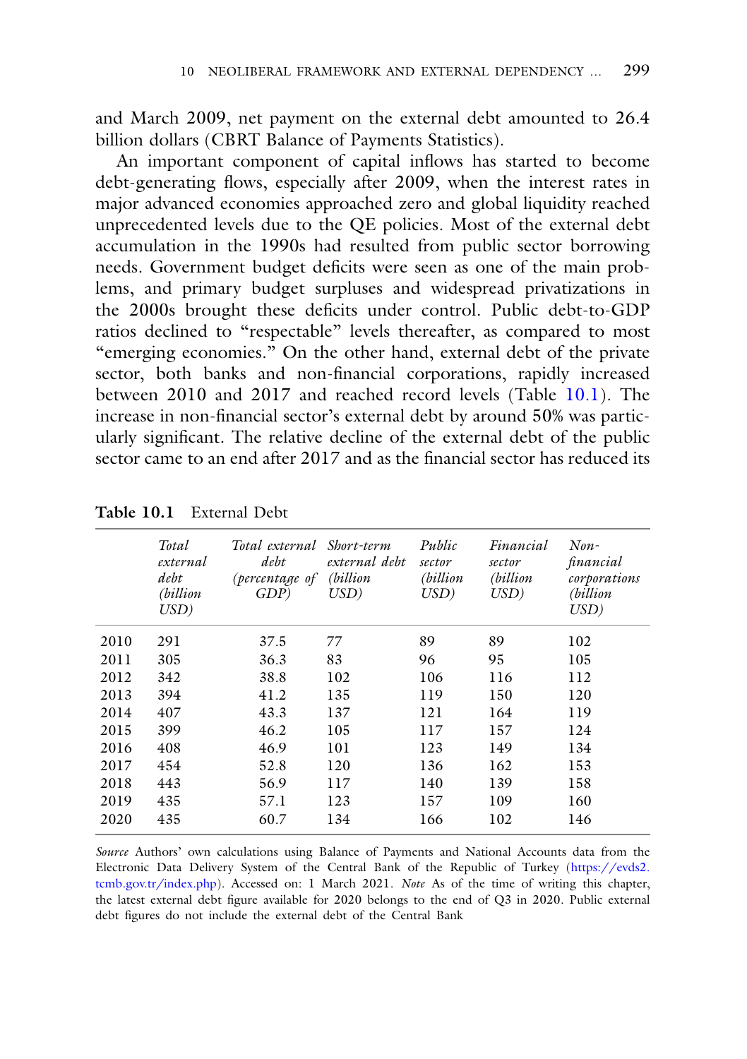and March 2009, net payment on the external debt amounted to 26.4 billion dollars (CBRT Balance of Payments Statistics).

An important component of capital inflows has started to become debt-generating flows, especially after 2009, when the interest rates in major advanced economies approached zero and global liquidity reached unprecedented levels due to the QE policies. Most of the external debt accumulation in the 1990s had resulted from public sector borrowing needs. Government budget deficits were seen as one of the main problems, and primary budget surpluses and widespread privatizations in the 2000s brought these deficits under control. Public debt-to-GDP ratios declined to "respectable" levels thereafter, as compared to most "emerging economies." On the other hand, external debt of the private sector, both banks and non-financial corporations, rapidly increased between 2010 and 2017 and reached record levels (Table 10.1). The increase in non-financial sector's external debt by around 50% was particularly significant. The relative decline of the external debt of the public sector came to an end after 2017 and as the financial sector has reduced its

**Table 10.1** External Debt

| | *Total external debt (billion USD)* | *Total external debt (percentage of GDP)* | *Short-term external debt (billion USD)* | *Public sector (billion USD)* | *Financial sector (billion USD)* | *Non-financial corporations (billion USD)* |
|---|---|---|---|---|---|---|
| 2010 | 291 | 37.5 | 77 | 89 | 89 | 102 |
| 2011 | 305 | 36.3 | 83 | 96 | 95 | 105 |
| 2012 | 342 | 38.8 | 102 | 106 | 116 | 112 |
| 2013 | 394 | 41.2 | 135 | 119 | 150 | 120 |
| 2014 | 407 | 43.3 | 137 | 121 | 164 | 119 |
| 2015 | 399 | 46.2 | 105 | 117 | 157 | 124 |
| 2016 | 408 | 46.9 | 101 | 123 | 149 | 134 |
| 2017 | 454 | 52.8 | 120 | 136 | 162 | 153 |
| 2018 | 443 | 56.9 | 117 | 140 | 139 | 158 |
| 2019 | 435 | 57.1 | 123 | 157 | 109 | 160 |
| 2020 | 435 | 60.7 | 134 | 166 | 102 | 146 |

*Source* Authors' own calculations using Balance of Payments and National Accounts data from the Electronic Data Delivery System of the Central Bank of the Republic of Turkey (https://evds2.tcmb.gov.tr/index.php). Accessed on: 1 March 2021. *Note* As of the time of writing this chapter, the latest external debt figure available for 2020 belongs to the end of Q3 in 2020. Public external debt figures do not include the external debt of the Central Bank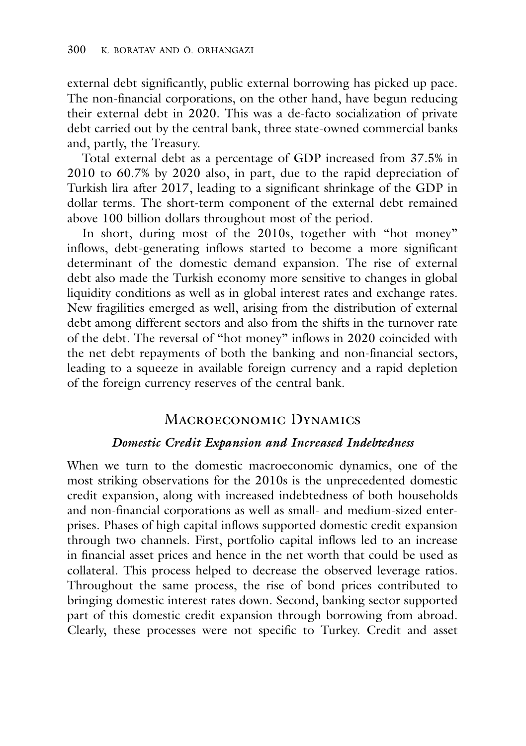external debt significantly, public external borrowing has picked up pace. The non-financial corporations, on the other hand, have begun reducing their external debt in 2020. This was a de-facto socialization of private debt carried out by the central bank, three state-owned commercial banks and, partly, the Treasury.

Total external debt as a percentage of GDP increased from 37.5% in 2010 to 60.7% by 2020 also, in part, due to the rapid depreciation of Turkish lira after 2017, leading to a significant shrinkage of the GDP in dollar terms. The short-term component of the external debt remained above 100 billion dollars throughout most of the period.

In short, during most of the 2010s, together with "hot money" inflows, debt-generating inflows started to become a more significant determinant of the domestic demand expansion. The rise of external debt also made the Turkish economy more sensitive to changes in global liquidity conditions as well as in global interest rates and exchange rates. New fragilities emerged as well, arising from the distribution of external debt among different sectors and also from the shifts in the turnover rate of the debt. The reversal of "hot money" inflows in 2020 coincided with the net debt repayments of both the banking and non-financial sectors, leading to a squeeze in available foreign currency and a rapid depletion of the foreign currency reserves of the central bank.

## Macroeconomic Dynamics

### *Domestic Credit Expansion and Increased Indebtedness*

When we turn to the domestic macroeconomic dynamics, one of the most striking observations for the 2010s is the unprecedented domestic credit expansion, along with increased indebtedness of both households and non-financial corporations as well as small- and medium-sized enterprises. Phases of high capital inflows supported domestic credit expansion through two channels. First, portfolio capital inflows led to an increase in financial asset prices and hence in the net worth that could be used as collateral. This process helped to decrease the observed leverage ratios. Throughout the same process, the rise of bond prices contributed to bringing domestic interest rates down. Second, banking sector supported part of this domestic credit expansion through borrowing from abroad. Clearly, these processes were not specific to Turkey. Credit and asset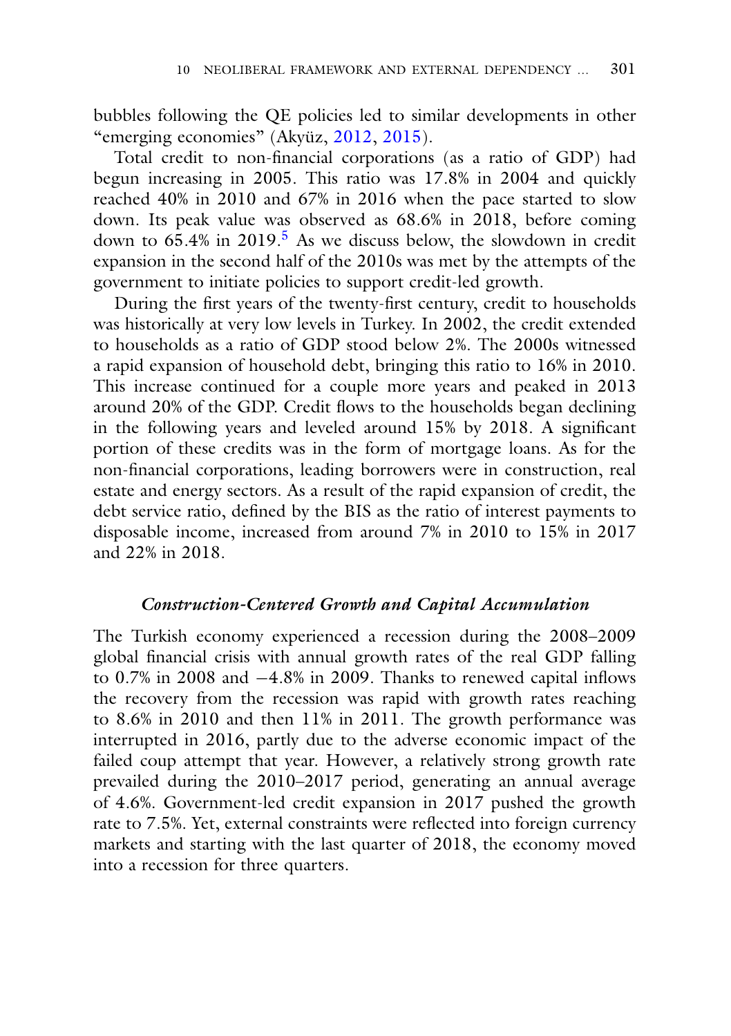bubbles following the QE policies led to similar developments in other "emerging economies" (Akyüz, 2012, 2015).

Total credit to non-financial corporations (as a ratio of GDP) had begun increasing in 2005. This ratio was 17.8% in 2004 and quickly reached 40% in 2010 and 67% in 2016 when the pace started to slow down. Its peak value was observed as 68.6% in 2018, before coming down to 65.4% in 2019.[5] As we discuss below, the slowdown in credit expansion in the second half of the 2010s was met by the attempts of the government to initiate policies to support credit-led growth.

During the first years of the twenty-first century, credit to households was historically at very low levels in Turkey. In 2002, the credit extended to households as a ratio of GDP stood below 2%. The 2000s witnessed a rapid expansion of household debt, bringing this ratio to 16% in 2010. This increase continued for a couple more years and peaked in 2013 around 20% of the GDP. Credit flows to the households began declining in the following years and leveled around 15% by 2018. A significant portion of these credits was in the form of mortgage loans. As for the non-financial corporations, leading borrowers were in construction, real estate and energy sectors. As a result of the rapid expansion of credit, the debt service ratio, defined by the BIS as the ratio of interest payments to disposable income, increased from around 7% in 2010 to 15% in 2017 and 22% in 2018.

### *Construction-Centered Growth and Capital Accumulation*

The Turkish economy experienced a recession during the 2008–2009 global financial crisis with annual growth rates of the real GDP falling to 0.7% in 2008 and −4.8% in 2009. Thanks to renewed capital inflows the recovery from the recession was rapid with growth rates reaching to 8.6% in 2010 and then 11% in 2011. The growth performance was interrupted in 2016, partly due to the adverse economic impact of the failed coup attempt that year. However, a relatively strong growth rate prevailed during the 2010–2017 period, generating an annual average of 4.6%. Government-led credit expansion in 2017 pushed the growth rate to 7.5%. Yet, external constraints were reflected into foreign currency markets and starting with the last quarter of 2018, the economy moved into a recession for three quarters.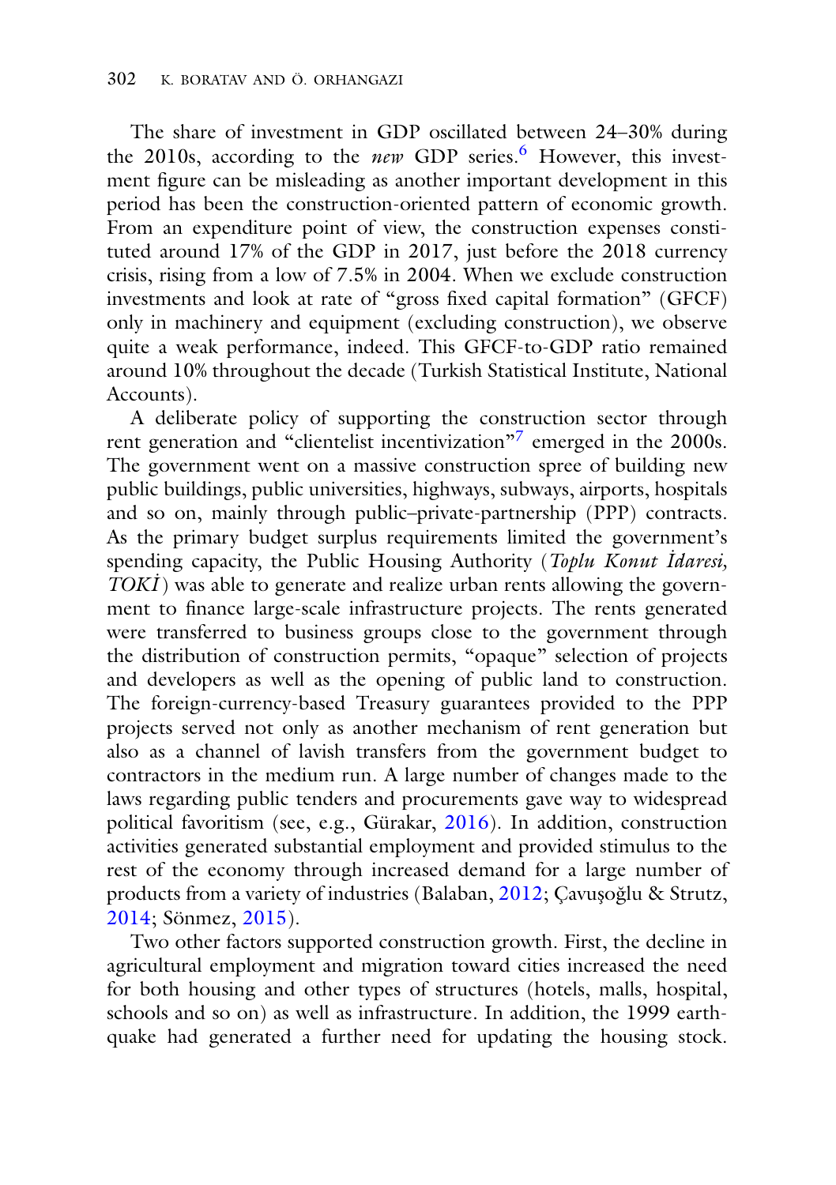The share of investment in GDP oscillated between 24–30% during the 2010s, according to the *new* GDP series.[6] However, this investment figure can be misleading as another important development in this period has been the construction-oriented pattern of economic growth. From an expenditure point of view, the construction expenses constituted around 17% of the GDP in 2017, just before the 2018 currency crisis, rising from a low of 7.5% in 2004. When we exclude construction investments and look at rate of "gross fixed capital formation" (GFCF) only in machinery and equipment (excluding construction), we observe quite a weak performance, indeed. This GFCF-to-GDP ratio remained around 10% throughout the decade (Turkish Statistical Institute, National Accounts).

A deliberate policy of supporting the construction sector through rent generation and "clientelist incentivization"[7] emerged in the 2000s. The government went on a massive construction spree of building new public buildings, public universities, highways, subways, airports, hospitals and so on, mainly through public–private-partnership (PPP) contracts. As the primary budget surplus requirements limited the government's spending capacity, the Public Housing Authority (*Toplu Konut İdaresi, TOKİ*) was able to generate and realize urban rents allowing the government to finance large-scale infrastructure projects. The rents generated were transferred to business groups close to the government through the distribution of construction permits, "opaque" selection of projects and developers as well as the opening of public land to construction. The foreign-currency-based Treasury guarantees provided to the PPP projects served not only as another mechanism of rent generation but also as a channel of lavish transfers from the government budget to contractors in the medium run. A large number of changes made to the laws regarding public tenders and procurements gave way to widespread political favoritism (see, e.g., Gürakar, 2016). In addition, construction activities generated substantial employment and provided stimulus to the rest of the economy through increased demand for a large number of products from a variety of industries (Balaban, 2012; Çavuşoğlu & Strutz, 2014; Sönmez, 2015).

Two other factors supported construction growth. First, the decline in agricultural employment and migration toward cities increased the need for both housing and other types of structures (hotels, malls, hospital, schools and so on) as well as infrastructure. In addition, the 1999 earthquake had generated a further need for updating the housing stock.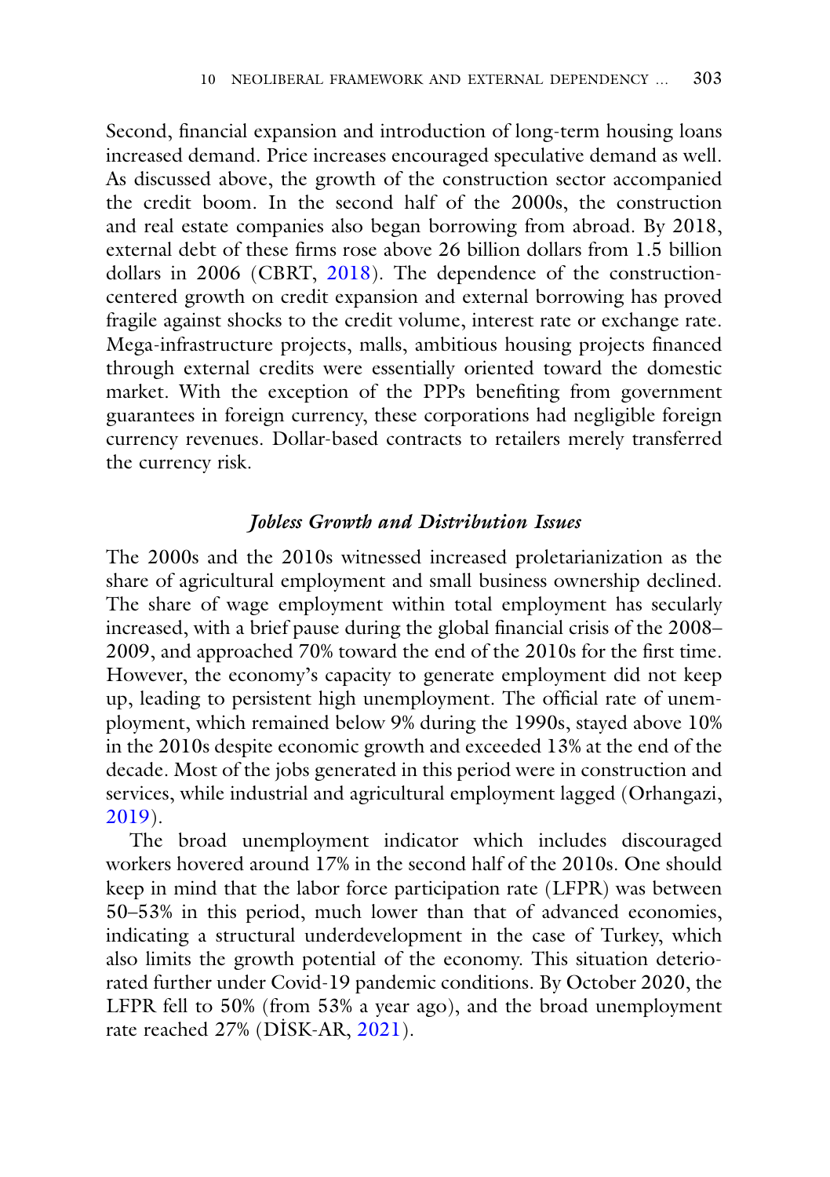Second, financial expansion and introduction of long-term housing loans increased demand. Price increases encouraged speculative demand as well. As discussed above, the growth of the construction sector accompanied the credit boom. In the second half of the 2000s, the construction and real estate companies also began borrowing from abroad. By 2018, external debt of these firms rose above 26 billion dollars from 1.5 billion dollars in 2006 (CBRT, 2018). The dependence of the construction-centered growth on credit expansion and external borrowing has proved fragile against shocks to the credit volume, interest rate or exchange rate. Mega-infrastructure projects, malls, ambitious housing projects financed through external credits were essentially oriented toward the domestic market. With the exception of the PPPs benefiting from government guarantees in foreign currency, these corporations had negligible foreign currency revenues. Dollar-based contracts to retailers merely transferred the currency risk.

### *Jobless Growth and Distribution Issues*

The 2000s and the 2010s witnessed increased proletarianization as the share of agricultural employment and small business ownership declined. The share of wage employment within total employment has secularly increased, with a brief pause during the global financial crisis of the 2008–2009, and approached 70% toward the end of the 2010s for the first time. However, the economy's capacity to generate employment did not keep up, leading to persistent high unemployment. The official rate of unemployment, which remained below 9% during the 1990s, stayed above 10% in the 2010s despite economic growth and exceeded 13% at the end of the decade. Most of the jobs generated in this period were in construction and services, while industrial and agricultural employment lagged (Orhangazi, 2019).

The broad unemployment indicator which includes discouraged workers hovered around 17% in the second half of the 2010s. One should keep in mind that the labor force participation rate (LFPR) was between 50–53% in this period, much lower than that of advanced economies, indicating a structural underdevelopment in the case of Turkey, which also limits the growth potential of the economy. This situation deteriorated further under Covid-19 pandemic conditions. By October 2020, the LFPR fell to 50% (from 53% a year ago), and the broad unemployment rate reached 27% (DİSK-AR, 2021).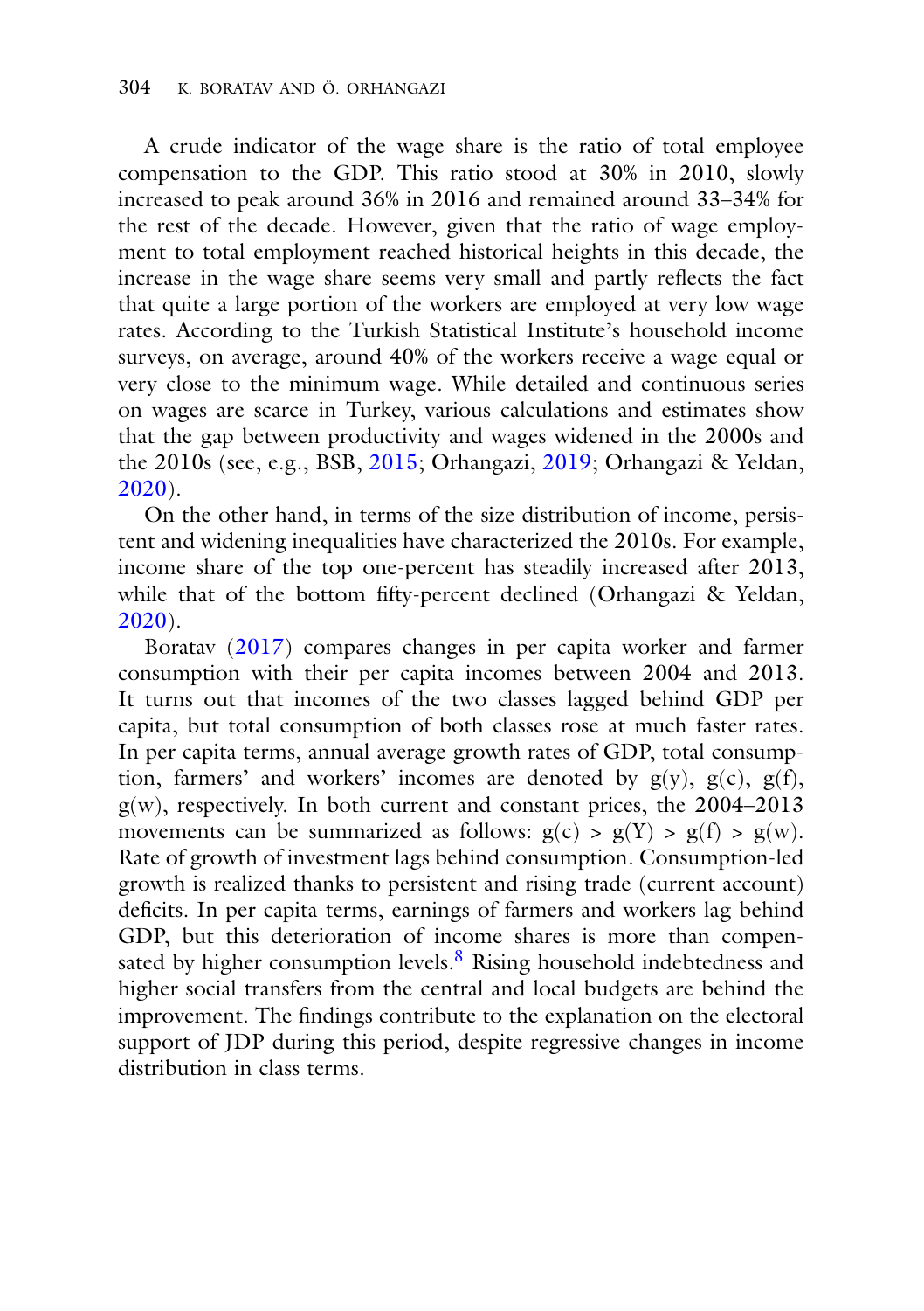A crude indicator of the wage share is the ratio of total employee compensation to the GDP. This ratio stood at 30% in 2010, slowly increased to peak around 36% in 2016 and remained around 33–34% for the rest of the decade. However, given that the ratio of wage employment to total employment reached historical heights in this decade, the increase in the wage share seems very small and partly reflects the fact that quite a large portion of the workers are employed at very low wage rates. According to the Turkish Statistical Institute's household income surveys, on average, around 40% of the workers receive a wage equal or very close to the minimum wage. While detailed and continuous series on wages are scarce in Turkey, various calculations and estimates show that the gap between productivity and wages widened in the 2000s and the 2010s (see, e.g., BSB, 2015; Orhangazi, 2019; Orhangazi & Yeldan, 2020).

On the other hand, in terms of the size distribution of income, persistent and widening inequalities have characterized the 2010s. For example, income share of the top one-percent has steadily increased after 2013, while that of the bottom fifty-percent declined (Orhangazi & Yeldan, 2020).

Boratav (2017) compares changes in per capita worker and farmer consumption with their per capita incomes between 2004 and 2013. It turns out that incomes of the two classes lagged behind GDP per capita, but total consumption of both classes rose at much faster rates. In per capita terms, annual average growth rates of GDP, total consumption, farmers' and workers' incomes are denoted by $g(y)$, $g(c)$, $g(f)$, $g(w)$, respectively. In both current and constant prices, the 2004–2013 movements can be summarized as follows: $g(c) > g(Y) > g(f) > g(w)$. Rate of growth of investment lags behind consumption. Consumption-led growth is realized thanks to persistent and rising trade (current account) deficits. In per capita terms, earnings of farmers and workers lag behind GDP, but this deterioration of income shares is more than compensated by higher consumption levels.[8] Rising household indebtedness and higher social transfers from the central and local budgets are behind the improvement. The findings contribute to the explanation on the electoral support of JDP during this period, despite regressive changes in income distribution in class terms.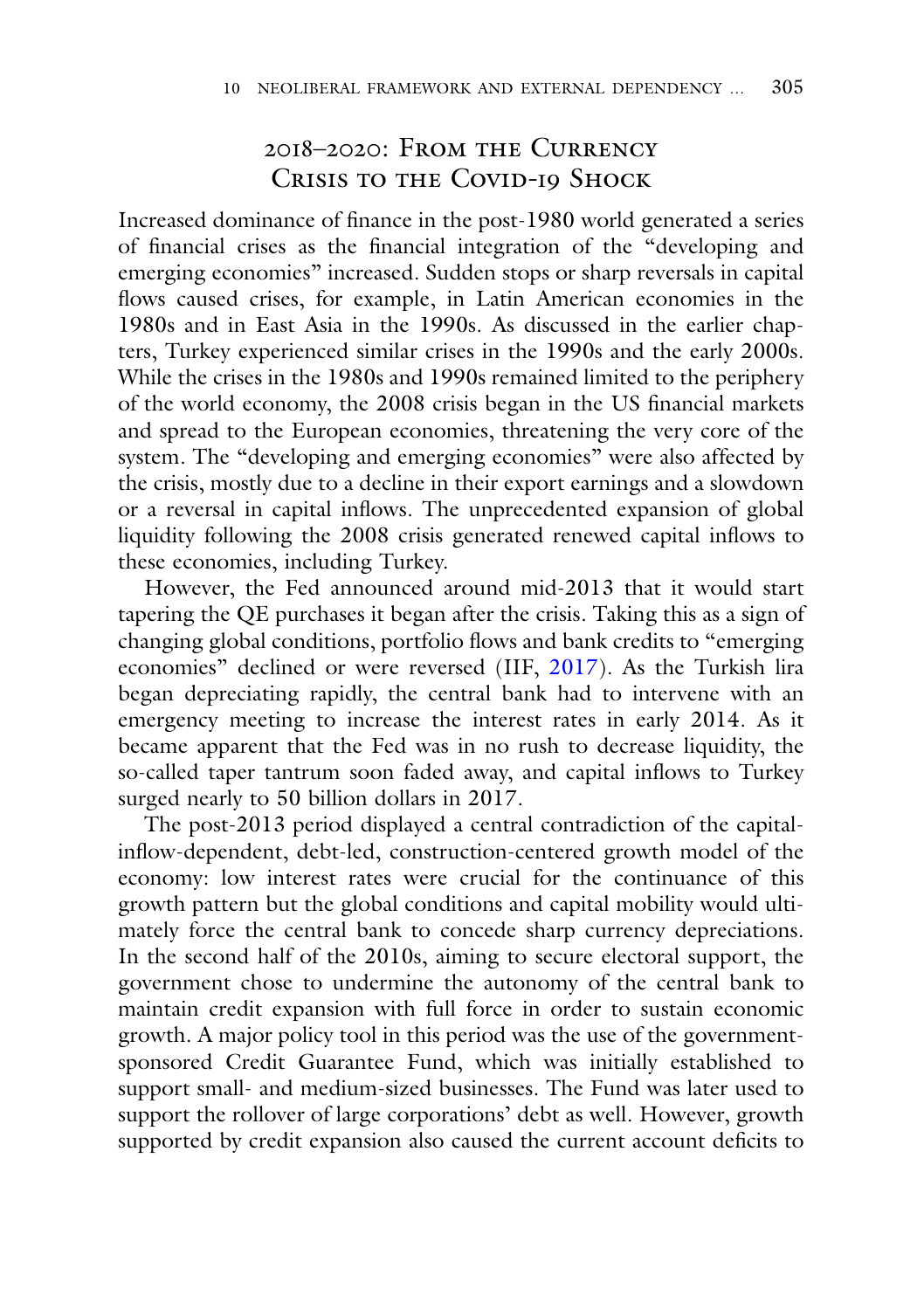## 2018–2020: From the Currency Crisis to the Covid-19 Shock

Increased dominance of finance in the post-1980 world generated a series of financial crises as the financial integration of the "developing and emerging economies" increased. Sudden stops or sharp reversals in capital flows caused crises, for example, in Latin American economies in the 1980s and in East Asia in the 1990s. As discussed in the earlier chapters, Turkey experienced similar crises in the 1990s and the early 2000s. While the crises in the 1980s and 1990s remained limited to the periphery of the world economy, the 2008 crisis began in the US financial markets and spread to the European economies, threatening the very core of the system. The "developing and emerging economies" were also affected by the crisis, mostly due to a decline in their export earnings and a slowdown or a reversal in capital inflows. The unprecedented expansion of global liquidity following the 2008 crisis generated renewed capital inflows to these economies, including Turkey.

However, the Fed announced around mid-2013 that it would start tapering the QE purchases it began after the crisis. Taking this as a sign of changing global conditions, portfolio flows and bank credits to "emerging economies" declined or were reversed (IIF, 2017). As the Turkish lira began depreciating rapidly, the central bank had to intervene with an emergency meeting to increase the interest rates in early 2014. As it became apparent that the Fed was in no rush to decrease liquidity, the so-called taper tantrum soon faded away, and capital inflows to Turkey surged nearly to 50 billion dollars in 2017.

The post-2013 period displayed a central contradiction of the capital-inflow-dependent, debt-led, construction-centered growth model of the economy: low interest rates were crucial for the continuance of this growth pattern but the global conditions and capital mobility would ultimately force the central bank to concede sharp currency depreciations. In the second half of the 2010s, aiming to secure electoral support, the government chose to undermine the autonomy of the central bank to maintain credit expansion with full force in order to sustain economic growth. A major policy tool in this period was the use of the government-sponsored Credit Guarantee Fund, which was initially established to support small- and medium-sized businesses. The Fund was later used to support the rollover of large corporations' debt as well. However, growth supported by credit expansion also caused the current account deficits to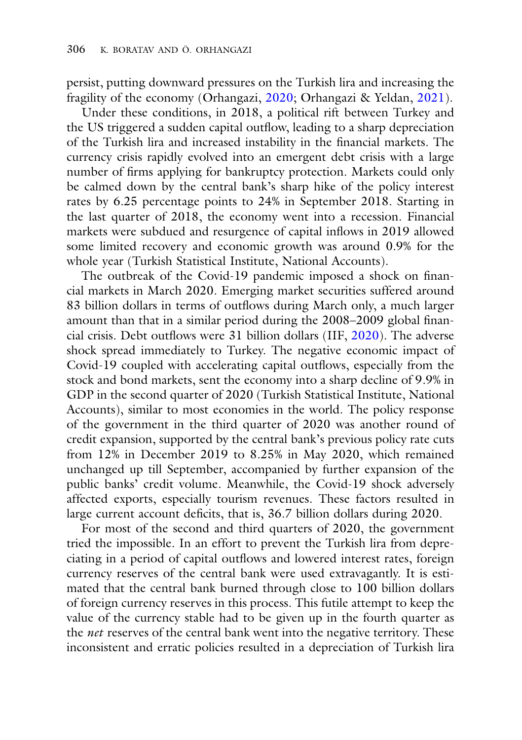persist, putting downward pressures on the Turkish lira and increasing the fragility of the economy (Orhangazi, 2020; Orhangazi & Yeldan, 2021).

Under these conditions, in 2018, a political rift between Turkey and the US triggered a sudden capital outflow, leading to a sharp depreciation of the Turkish lira and increased instability in the financial markets. The currency crisis rapidly evolved into an emergent debt crisis with a large number of firms applying for bankruptcy protection. Markets could only be calmed down by the central bank's sharp hike of the policy interest rates by 6.25 percentage points to 24% in September 2018. Starting in the last quarter of 2018, the economy went into a recession. Financial markets were subdued and resurgence of capital inflows in 2019 allowed some limited recovery and economic growth was around 0.9% for the whole year (Turkish Statistical Institute, National Accounts).

The outbreak of the Covid-19 pandemic imposed a shock on financial markets in March 2020. Emerging market securities suffered around 83 billion dollars in terms of outflows during March only, a much larger amount than that in a similar period during the 2008–2009 global financial crisis. Debt outflows were 31 billion dollars (IIF, 2020). The adverse shock spread immediately to Turkey. The negative economic impact of Covid-19 coupled with accelerating capital outflows, especially from the stock and bond markets, sent the economy into a sharp decline of 9.9% in GDP in the second quarter of 2020 (Turkish Statistical Institute, National Accounts), similar to most economies in the world. The policy response of the government in the third quarter of 2020 was another round of credit expansion, supported by the central bank's previous policy rate cuts from 12% in December 2019 to 8.25% in May 2020, which remained unchanged up till September, accompanied by further expansion of the public banks' credit volume. Meanwhile, the Covid-19 shock adversely affected exports, especially tourism revenues. These factors resulted in large current account deficits, that is, 36.7 billion dollars during 2020.

For most of the second and third quarters of 2020, the government tried the impossible. In an effort to prevent the Turkish lira from depreciating in a period of capital outflows and lowered interest rates, foreign currency reserves of the central bank were used extravagantly. It is estimated that the central bank burned through close to 100 billion dollars of foreign currency reserves in this process. This futile attempt to keep the value of the currency stable had to be given up in the fourth quarter as the *net* reserves of the central bank went into the negative territory. These inconsistent and erratic policies resulted in a depreciation of Turkish lira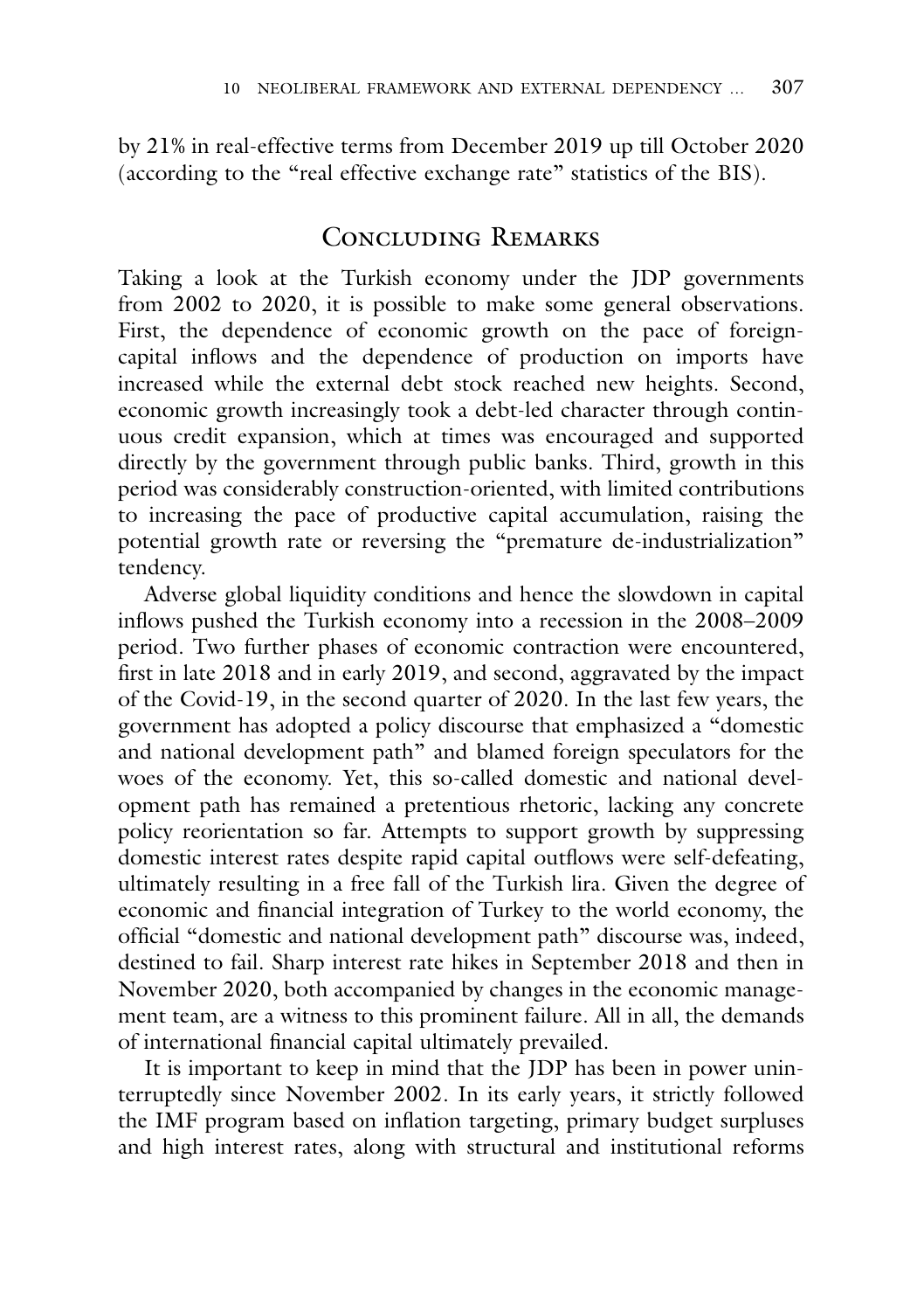by 21% in real-effective terms from December 2019 up till October 2020 (according to the "real effective exchange rate" statistics of the BIS).

## Concluding Remarks

Taking a look at the Turkish economy under the JDP governments from 2002 to 2020, it is possible to make some general observations. First, the dependence of economic growth on the pace of foreign-capital inflows and the dependence of production on imports have increased while the external debt stock reached new heights. Second, economic growth increasingly took a debt-led character through continuous credit expansion, which at times was encouraged and supported directly by the government through public banks. Third, growth in this period was considerably construction-oriented, with limited contributions to increasing the pace of productive capital accumulation, raising the potential growth rate or reversing the "premature de-industrialization" tendency.

Adverse global liquidity conditions and hence the slowdown in capital inflows pushed the Turkish economy into a recession in the 2008–2009 period. Two further phases of economic contraction were encountered, first in late 2018 and in early 2019, and second, aggravated by the impact of the Covid-19, in the second quarter of 2020. In the last few years, the government has adopted a policy discourse that emphasized a "domestic and national development path" and blamed foreign speculators for the woes of the economy. Yet, this so-called domestic and national development path has remained a pretentious rhetoric, lacking any concrete policy reorientation so far. Attempts to support growth by suppressing domestic interest rates despite rapid capital outflows were self-defeating, ultimately resulting in a free fall of the Turkish lira. Given the degree of economic and financial integration of Turkey to the world economy, the official "domestic and national development path" discourse was, indeed, destined to fail. Sharp interest rate hikes in September 2018 and then in November 2020, both accompanied by changes in the economic management team, are a witness to this prominent failure. All in all, the demands of international financial capital ultimately prevailed.

It is important to keep in mind that the JDP has been in power uninterruptedly since November 2002. In its early years, it strictly followed the IMF program based on inflation targeting, primary budget surpluses and high interest rates, along with structural and institutional reforms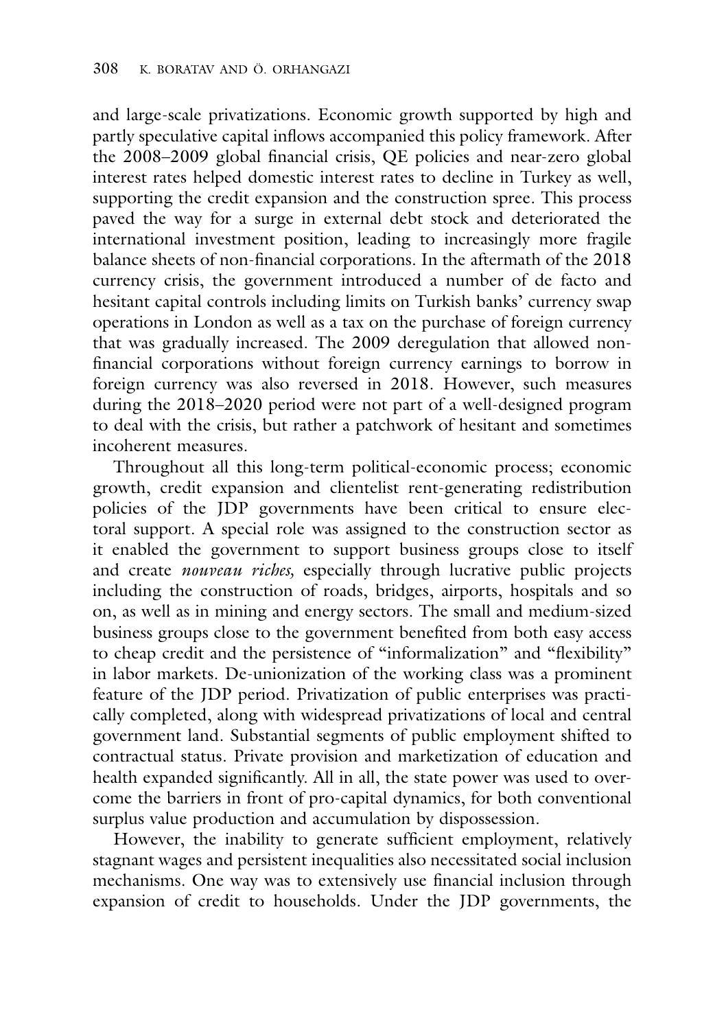and large-scale privatizations. Economic growth supported by high and partly speculative capital inflows accompanied this policy framework. After the 2008–2009 global financial crisis, QE policies and near-zero global interest rates helped domestic interest rates to decline in Turkey as well, supporting the credit expansion and the construction spree. This process paved the way for a surge in external debt stock and deteriorated the international investment position, leading to increasingly more fragile balance sheets of non-financial corporations. In the aftermath of the 2018 currency crisis, the government introduced a number of de facto and hesitant capital controls including limits on Turkish banks' currency swap operations in London as well as a tax on the purchase of foreign currency that was gradually increased. The 2009 deregulation that allowed non-financial corporations without foreign currency earnings to borrow in foreign currency was also reversed in 2018. However, such measures during the 2018–2020 period were not part of a well-designed program to deal with the crisis, but rather a patchwork of hesitant and sometimes incoherent measures.

Throughout all this long-term political-economic process; economic growth, credit expansion and clientelist rent-generating redistribution policies of the JDP governments have been critical to ensure electoral support. A special role was assigned to the construction sector as it enabled the government to support business groups close to itself and create *nouveau riches,* especially through lucrative public projects including the construction of roads, bridges, airports, hospitals and so on, as well as in mining and energy sectors. The small and medium-sized business groups close to the government benefited from both easy access to cheap credit and the persistence of "informalization" and "flexibility" in labor markets. De-unionization of the working class was a prominent feature of the JDP period. Privatization of public enterprises was practically completed, along with widespread privatizations of local and central government land. Substantial segments of public employment shifted to contractual status. Private provision and marketization of education and health expanded significantly. All in all, the state power was used to overcome the barriers in front of pro-capital dynamics, for both conventional surplus value production and accumulation by dispossession.

However, the inability to generate sufficient employment, relatively stagnant wages and persistent inequalities also necessitated social inclusion mechanisms. One way was to extensively use financial inclusion through expansion of credit to households. Under the JDP governments, the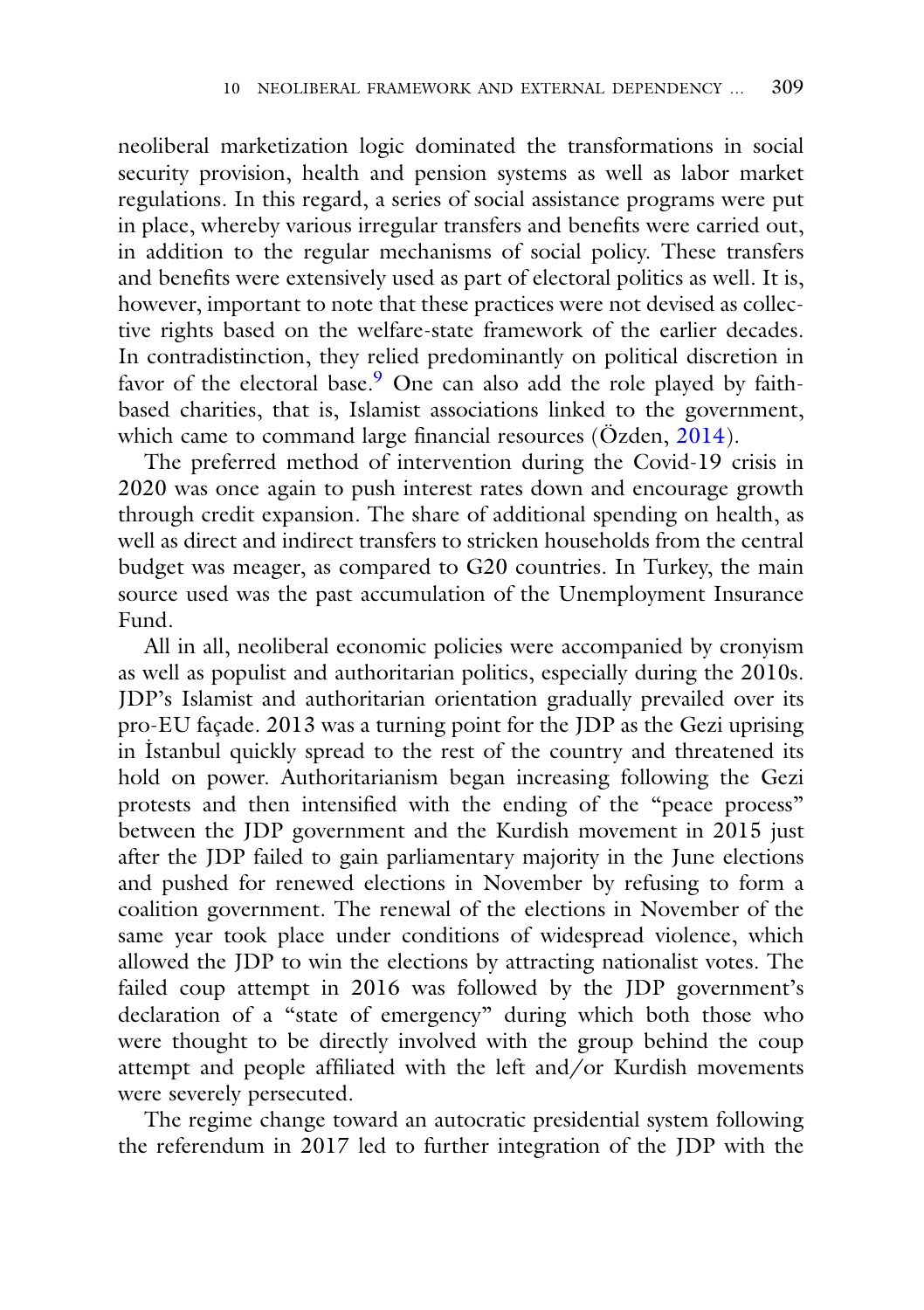neoliberal marketization logic dominated the transformations in social security provision, health and pension systems as well as labor market regulations. In this regard, a series of social assistance programs were put in place, whereby various irregular transfers and benefits were carried out, in addition to the regular mechanisms of social policy. These transfers and benefits were extensively used as part of electoral politics as well. It is, however, important to note that these practices were not devised as collective rights based on the welfare-state framework of the earlier decades. In contradistinction, they relied predominantly on political discretion in favor of the electoral base.[9] One can also add the role played by faith-based charities, that is, Islamist associations linked to the government, which came to command large financial resources (Özden, 2014).

The preferred method of intervention during the Covid-19 crisis in 2020 was once again to push interest rates down and encourage growth through credit expansion. The share of additional spending on health, as well as direct and indirect transfers to stricken households from the central budget was meager, as compared to G20 countries. In Turkey, the main source used was the past accumulation of the Unemployment Insurance Fund.

All in all, neoliberal economic policies were accompanied by cronyism as well as populist and authoritarian politics, especially during the 2010s. JDP's Islamist and authoritarian orientation gradually prevailed over its pro-EU façade. 2013 was a turning point for the JDP as the Gezi uprising in İstanbul quickly spread to the rest of the country and threatened its hold on power. Authoritarianism began increasing following the Gezi protests and then intensified with the ending of the "peace process" between the JDP government and the Kurdish movement in 2015 just after the JDP failed to gain parliamentary majority in the June elections and pushed for renewed elections in November by refusing to form a coalition government. The renewal of the elections in November of the same year took place under conditions of widespread violence, which allowed the JDP to win the elections by attracting nationalist votes. The failed coup attempt in 2016 was followed by the JDP government's declaration of a "state of emergency" during which both those who were thought to be directly involved with the group behind the coup attempt and people affiliated with the left and/or Kurdish movements were severely persecuted.

The regime change toward an autocratic presidential system following the referendum in 2017 led to further integration of the JDP with the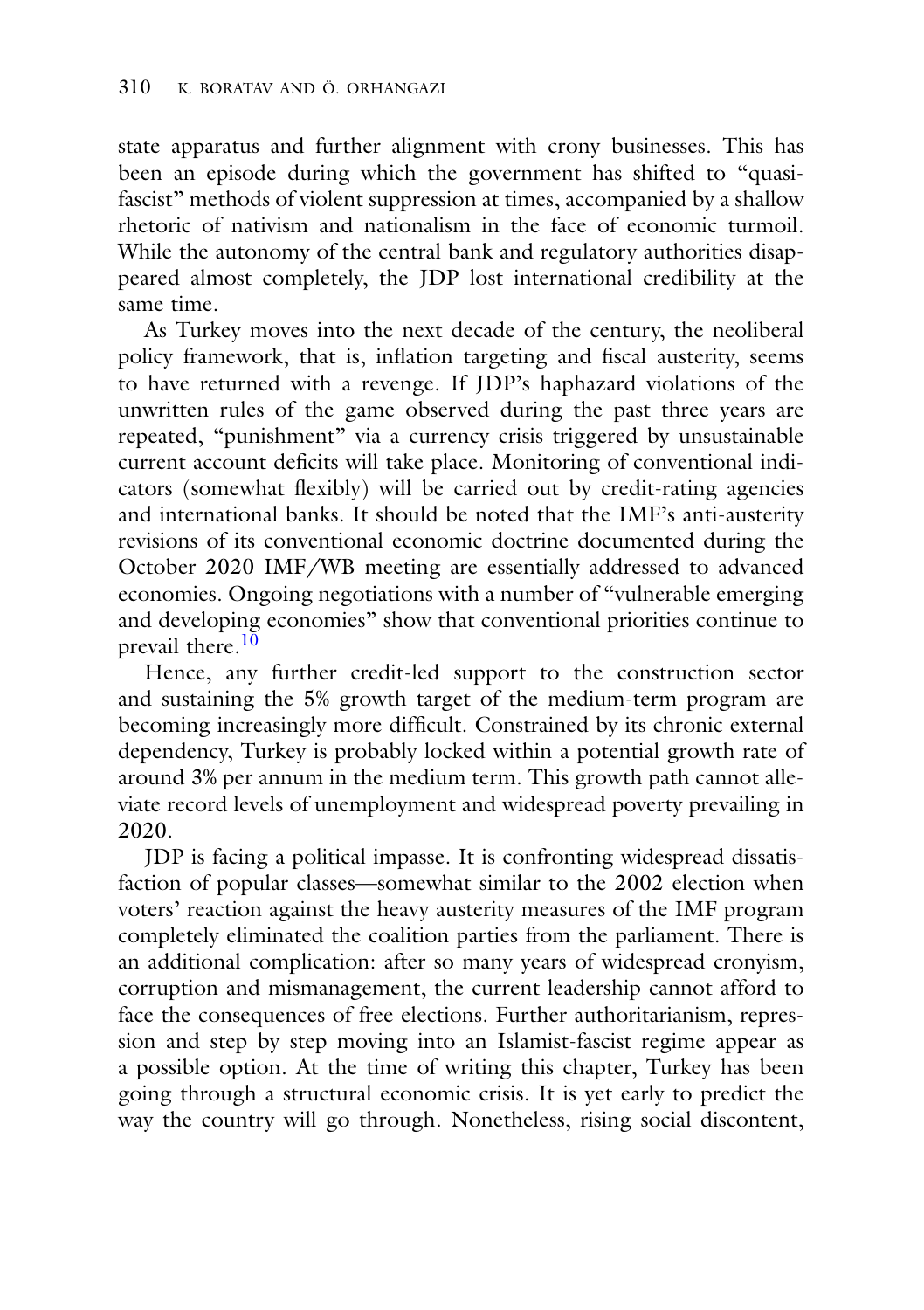state apparatus and further alignment with crony businesses. This has been an episode during which the government has shifted to "quasi-fascist" methods of violent suppression at times, accompanied by a shallow rhetoric of nativism and nationalism in the face of economic turmoil. While the autonomy of the central bank and regulatory authorities disappeared almost completely, the JDP lost international credibility at the same time.

As Turkey moves into the next decade of the century, the neoliberal policy framework, that is, inflation targeting and fiscal austerity, seems to have returned with a revenge. If JDP's haphazard violations of the unwritten rules of the game observed during the past three years are repeated, "punishment" via a currency crisis triggered by unsustainable current account deficits will take place. Monitoring of conventional indicators (somewhat flexibly) will be carried out by credit-rating agencies and international banks. It should be noted that the IMF's anti-austerity revisions of its conventional economic doctrine documented during the October 2020 IMF/WB meeting are essentially addressed to advanced economies. Ongoing negotiations with a number of "vulnerable emerging and developing economies" show that conventional priorities continue to prevail there.[10]

Hence, any further credit-led support to the construction sector and sustaining the 5% growth target of the medium-term program are becoming increasingly more difficult. Constrained by its chronic external dependency, Turkey is probably locked within a potential growth rate of around 3% per annum in the medium term. This growth path cannot alleviate record levels of unemployment and widespread poverty prevailing in 2020.

JDP is facing a political impasse. It is confronting widespread dissatisfaction of popular classes—somewhat similar to the 2002 election when voters' reaction against the heavy austerity measures of the IMF program completely eliminated the coalition parties from the parliament. There is an additional complication: after so many years of widespread cronyism, corruption and mismanagement, the current leadership cannot afford to face the consequences of free elections. Further authoritarianism, repression and step by step moving into an Islamist-fascist regime appear as a possible option. At the time of writing this chapter, Turkey has been going through a structural economic crisis. It is yet early to predict the way the country will go through. Nonetheless, rising social discontent,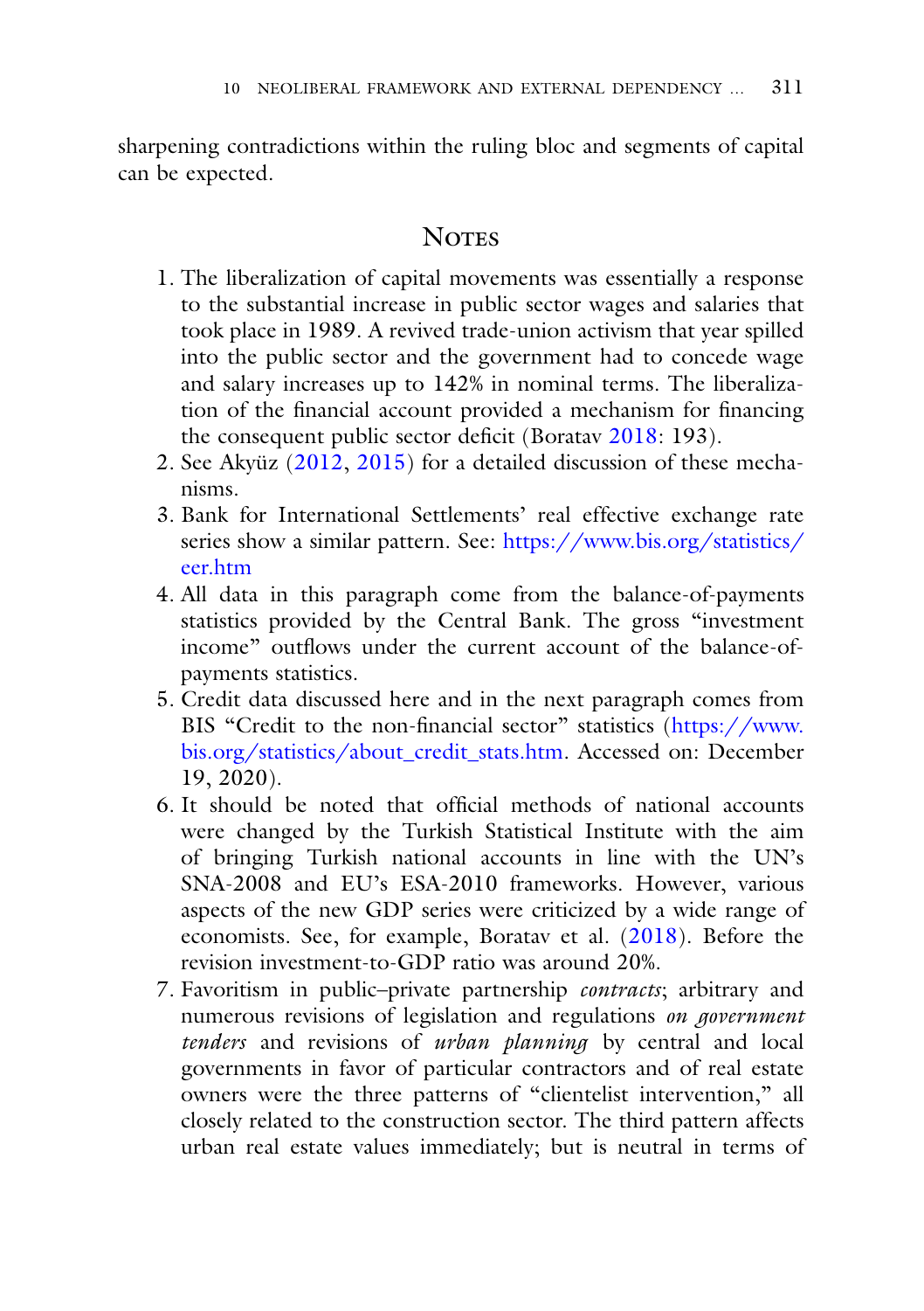sharpening contradictions within the ruling bloc and segments of capital can be expected.

## Notes

1. The liberalization of capital movements was essentially a response to the substantial increase in public sector wages and salaries that took place in 1989. A revived trade-union activism that year spilled into the public sector and the government had to concede wage and salary increases up to 142% in nominal terms. The liberalization of the financial account provided a mechanism for financing the consequent public sector deficit (Boratav 2018: 193).
2. See Akyüz (2012, 2015) for a detailed discussion of these mechanisms.
3. Bank for International Settlements' real effective exchange rate series show a similar pattern. See: https://www.bis.org/statistics/eer.htm
4. All data in this paragraph come from the balance-of-payments statistics provided by the Central Bank. The gross "investment income" outflows under the current account of the balance-of-payments statistics.
5. Credit data discussed here and in the next paragraph comes from BIS "Credit to the non-financial sector" statistics (https://www.bis.org/statistics/about_credit_stats.htm. Accessed on: December 19, 2020).
6. It should be noted that official methods of national accounts were changed by the Turkish Statistical Institute with the aim of bringing Turkish national accounts in line with the UN's SNA-2008 and EU's ESA-2010 frameworks. However, various aspects of the new GDP series were criticized by a wide range of economists. See, for example, Boratav et al. (2018). Before the revision investment-to-GDP ratio was around 20%.
7. Favoritism in public–private partnership *contracts*; arbitrary and numerous revisions of legislation and regulations *on government tenders* and revisions of *urban planning* by central and local governments in favor of particular contractors and of real estate owners were the three patterns of "clientelist intervention," all closely related to the construction sector. The third pattern affects urban real estate values immediately; but is neutral in terms of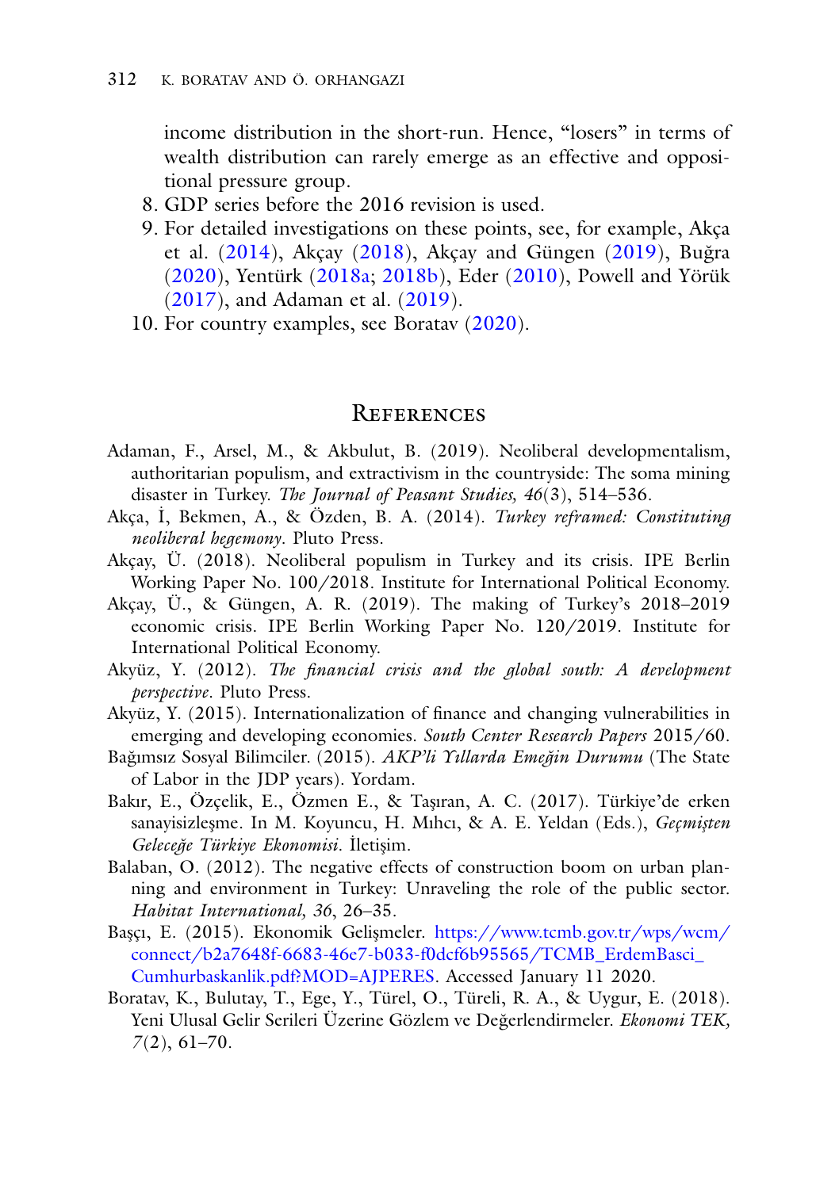income distribution in the short-run. Hence, "losers" in terms of wealth distribution can rarely emerge as an effective and oppositional pressure group.

8. GDP series before the 2016 revision is used.
9. For detailed investigations on these points, see, for example, Akça et al. (2014), Akçay (2018), Akçay and Güngen (2019), Buğra (2020), Yentürk (2018a; 2018b), Eder (2010), Powell and Yörük (2017), and Adaman et al. (2019).
10. For country examples, see Boratav (2020).

## References

Adaman, F., Arsel, M., & Akbulut, B. (2019). Neoliberal developmentalism, authoritarian populism, and extractivism in the countryside: The soma mining disaster in Turkey. *The Journal of Peasant Studies, 46*(3), 514–536.

Akça, İ, Bekmen, A., & Özden, B. A. (2014). *Turkey reframed: Constituting neoliberal hegemony*. Pluto Press.

Akçay, Ü. (2018). Neoliberal populism in Turkey and its crisis. IPE Berlin Working Paper No. 100/2018. Institute for International Political Economy.

Akçay, Ü., & Güngen, A. R. (2019). The making of Turkey's 2018–2019 economic crisis. IPE Berlin Working Paper No. 120/2019. Institute for International Political Economy.

Akyüz, Y. (2012). *The financial crisis and the global south: A development perspective*. Pluto Press.

Akyüz, Y. (2015). Internationalization of finance and changing vulnerabilities in emerging and developing economies. *South Center Research Papers* 2015/60.

Bağımsız Sosyal Bilimciler. (2015). *AKP'li Yıllarda Emeğin Durumu* (The State of Labor in the JDP years). Yordam.

Bakır, E., Özçelik, E., Özmen E., & Taşıran, A. C. (2017). Türkiye'de erken sanayisizleşme. In M. Koyuncu, H. Mıhcı, & A. E. Yeldan (Eds.), *Geçmişten Geleceğe Türkiye Ekonomisi*. İletişim.

Balaban, O. (2012). The negative effects of construction boom on urban planning and environment in Turkey: Unraveling the role of the public sector. *Habitat International, 36*, 26–35.

Başçı, E. (2015). Ekonomik Gelişmeler. https://www.tcmb.gov.tr/wps/wcm/connect/b2a7648f-6683-46e7-b033-f0dcf6b95565/TCMB_ErdemBasci_Cumhurbaskanlik.pdf?MOD=AJPERES. Accessed January 11 2020.

Boratav, K., Bulutay, T., Ege, Y., Türel, O., Türeli, R. A., & Uygur, E. (2018). Yeni Ulusal Gelir Serileri Üzerine Gözlem ve Değerlendirmeler. *Ekonomi TEK, 7*(2), 61–70.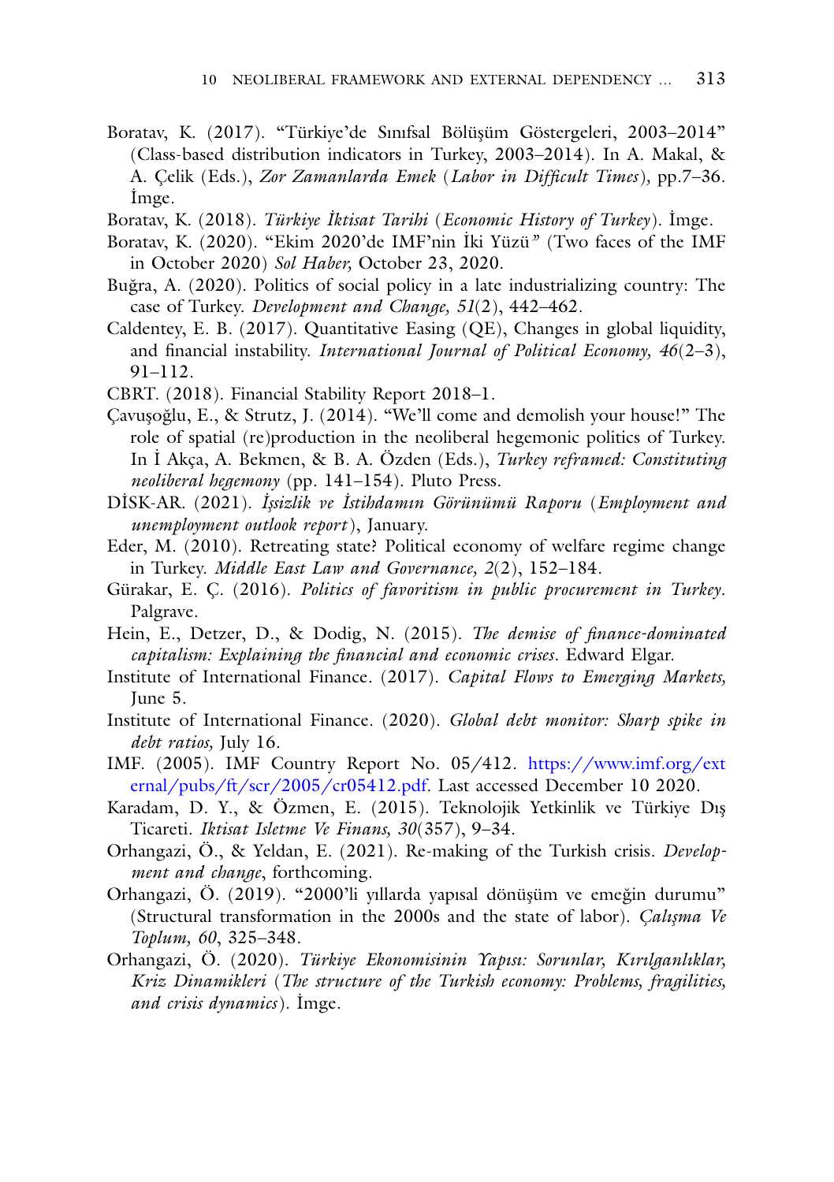Boratav, K. (2017). "Türkiye'de Sınıfsal Bölüşüm Göstergeleri, 2003–2014" (Class-based distribution indicators in Turkey, 2003–2014). In A. Makal, & A. Çelik (Eds.), *Zor Zamanlarda Emek* (*Labor in Difficult Times*), pp.7–36. İmge.

Boratav, K. (2018). *Türkiye İktisat Tarihi* (*Economic History of Turkey*). İmge.

Boratav, K. (2020). "Ekim 2020'de IMF'nin İki Yüzü" (Two faces of the IMF in October 2020) *Sol Haber,* October 23, 2020.

Buğra, A. (2020). Politics of social policy in a late industrializing country: The case of Turkey. *Development and Change, 51*(2), 442–462.

Caldentey, E. B. (2017). Quantitative Easing (QE), Changes in global liquidity, and financial instability. *International Journal of Political Economy, 46*(2–3), 91–112.

CBRT. (2018). Financial Stability Report 2018–1.

Çavuşoğlu, E., & Strutz, J. (2014). "We'll come and demolish your house!" The role of spatial (re)production in the neoliberal hegemonic politics of Turkey. In İ Akça, A. Bekmen, & B. A. Özden (Eds.), *Turkey reframed: Constituting neoliberal hegemony* (pp. 141–154). Pluto Press.

DİSK-AR. (2021). *İşsizlik ve İstihdamın Görünümü Raporu* (*Employment and unemployment outlook report*), January.

Eder, M. (2010). Retreating state? Political economy of welfare regime change in Turkey. *Middle East Law and Governance, 2*(2), 152–184.

Gürakar, E. Ç. (2016). *Politics of favoritism in public procurement in Turkey*. Palgrave.

Hein, E., Detzer, D., & Dodig, N. (2015). *The demise of finance-dominated capitalism: Explaining the financial and economic crises*. Edward Elgar.

Institute of International Finance. (2017). *Capital Flows to Emerging Markets,* June 5.

Institute of International Finance. (2020). *Global debt monitor: Sharp spike in debt ratios,* July 16.

IMF. (2005). IMF Country Report No. 05/412. https://www.imf.org/external/pubs/ft/scr/2005/cr05412.pdf. Last accessed December 10 2020.

Karadam, D. Y., & Özmen, E. (2015). Teknolojik Yetkinlik ve Türkiye Dış Ticareti. *Iktisat Isletme Ve Finans, 30*(357), 9–34.

Orhangazi, Ö., & Yeldan, E. (2021). Re-making of the Turkish crisis. *Development and change*, forthcoming.

Orhangazi, Ö. (2019). "2000'li yıllarda yapısal dönüşüm ve emeğin durumu" (Structural transformation in the 2000s and the state of labor). *Çalışma Ve Toplum, 60*, 325–348.

Orhangazi, Ö. (2020). *Türkiye Ekonomisinin Yapısı: Sorunlar, Kırılganlıklar, Kriz Dinamikleri* (*The structure of the Turkish economy: Problems, fragilities, and crisis dynamics*). İmge.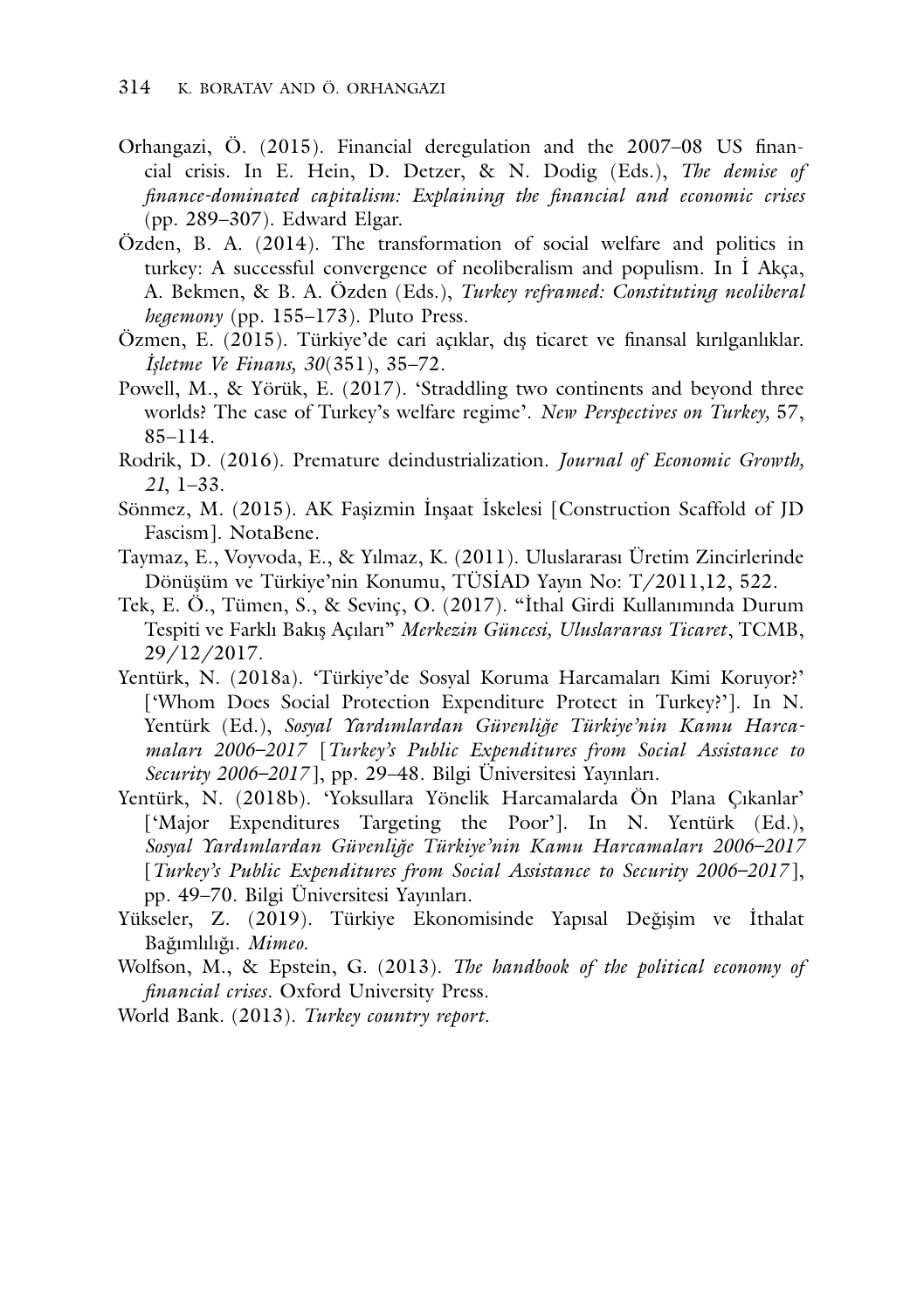Orhangazi, Ö. (2015). Financial deregulation and the 2007–08 US financial crisis. In E. Hein, D. Detzer, & N. Dodig (Eds.), *The demise of finance-dominated capitalism: Explaining the financial and economic crises* (pp. 289–307). Edward Elgar.

Özden, B. A. (2014). The transformation of social welfare and politics in turkey: A successful convergence of neoliberalism and populism. In İ Akça, A. Bekmen, & B. A. Özden (Eds.), *Turkey reframed: Constituting neoliberal hegemony* (pp. 155–173). Pluto Press.

Özmen, E. (2015). Türkiye'de cari açıklar, dış ticaret ve finansal kırılganlıklar. *İşletme Ve Finans, 30*(351), 35–72.

Powell, M., & Yörük, E. (2017). 'Straddling two continents and beyond three worlds? The case of Turkey's welfare regime'. *New Perspectives on Turkey,* 57, 85–114.

Rodrik, D. (2016). Premature deindustrialization. *Journal of Economic Growth, 21*, 1–33.

Sönmez, M. (2015). AK Faşizmin İnşaat İskelesi [Construction Scaffold of JD Fascism]. NotaBene.

Taymaz, E., Voyvoda, E., & Yılmaz, K. (2011). Uluslararası Üretim Zincirlerinde Dönüşüm ve Türkiye'nin Konumu, TÜSİAD Yayın No: T/2011,12, 522.

Tek, E. Ö., Tümen, S., & Sevinç, O. (2017). "İthal Girdi Kullanımında Durum Tespiti ve Farklı Bakış Açıları" *Merkezin Güncesi, Uluslararası Ticaret*, TCMB, 29/12/2017.

Yentürk, N. (2018a). 'Türkiye'de Sosyal Koruma Harcamaları Kimi Koruyor?' ['Whom Does Social Protection Expenditure Protect in Turkey?']. In N. Yentürk (Ed.), *Sosyal Yardımlardan Güvenliğe Türkiye'nin Kamu Harcamaları 2006–2017* [*Turkey's Public Expenditures from Social Assistance to Security 2006–2017*], pp. 29–48. Bilgi Üniversitesi Yayınları.

Yentürk, N. (2018b). 'Yoksullara Yönelik Harcamalarda Ön Plana Çıkanlar' ['Major Expenditures Targeting the Poor']. In N. Yentürk (Ed.), *Sosyal Yardımlardan Güvenliğe Türkiye'nin Kamu Harcamaları 2006–2017* [*Turkey's Public Expenditures from Social Assistance to Security 2006–2017*], pp. 49–70. Bilgi Üniversitesi Yayınları.

Yükseler, Z. (2019). Türkiye Ekonomisinde Yapısal Değişim ve İthalat Bağımlılığı. *Mimeo.*

Wolfson, M., & Epstein, G. (2013). *The handbook of the political economy of financial crises*. Oxford University Press.

World Bank. (2013). *Turkey country report*.